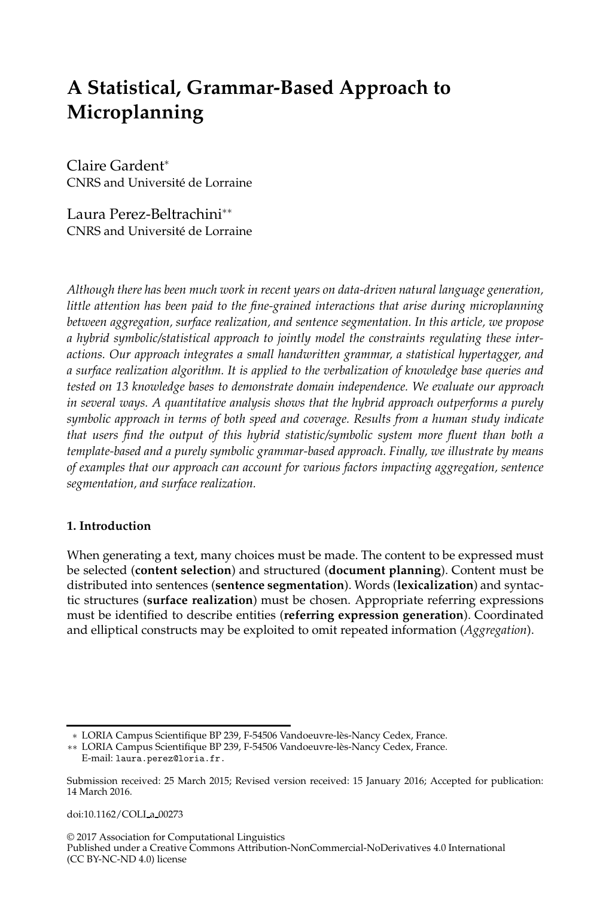# A Statistical, Grammar-Based Approach to Microplanning

Claire Gardent*
CNRS and Université de Lorraine

Laura Perez-Beltrachini**
CNRS and Université de Lorraine

*Although there has been much work in recent years on data-driven natural language generation, little attention has been paid to the fine-grained interactions that arise during microplanning between aggregation, surface realization, and sentence segmentation. In this article, we propose a hybrid symbolic/statistical approach to jointly model the constraints regulating these interactions. Our approach integrates a small handwritten grammar, a statistical hypertagger, and a surface realization algorithm. It is applied to the verbalization of knowledge base queries and tested on 13 knowledge bases to demonstrate domain independence. We evaluate our approach in several ways. A quantitative analysis shows that the hybrid approach outperforms a purely symbolic approach in terms of both speed and coverage. Results from a human study indicate that users find the output of this hybrid statistic/symbolic system more fluent than both a template-based and a purely symbolic grammar-based approach. Finally, we illustrate by means of examples that our approach can account for various factors impacting aggregation, sentence segmentation, and surface realization.*

## 1. Introduction

When generating a text, many choices must be made. The content to be expressed must be selected (**content selection**) and structured (**document planning**). Content must be distributed into sentences (**sentence segmentation**). Words (**lexicalization**) and syntactic structures (**surface realization**) must be chosen. Appropriate referring expressions must be identified to describe entities (**referring expression generation**). Coordinated and elliptical constructs may be exploited to omit repeated information (*Aggregation*).

---

* LORIA Campus Scientifique BP 239, F-54506 Vandoeuvre-lès-Nancy Cedex, France.
** LORIA Campus Scientifique BP 239, F-54506 Vandoeuvre-lès-Nancy Cedex, France. E-mail: laura.perez@loria.fr.

Submission received: 25 March 2015; Revised version received: 15 January 2016; Accepted for publication: 14 March 2016.

doi:10.1162/COLI_a_00273

© 2017 Association for Computational Linguistics
Published under a Creative Commons Attribution-NonCommercial-NoDerivatives 4.0 International (CC BY-NC-ND 4.0) license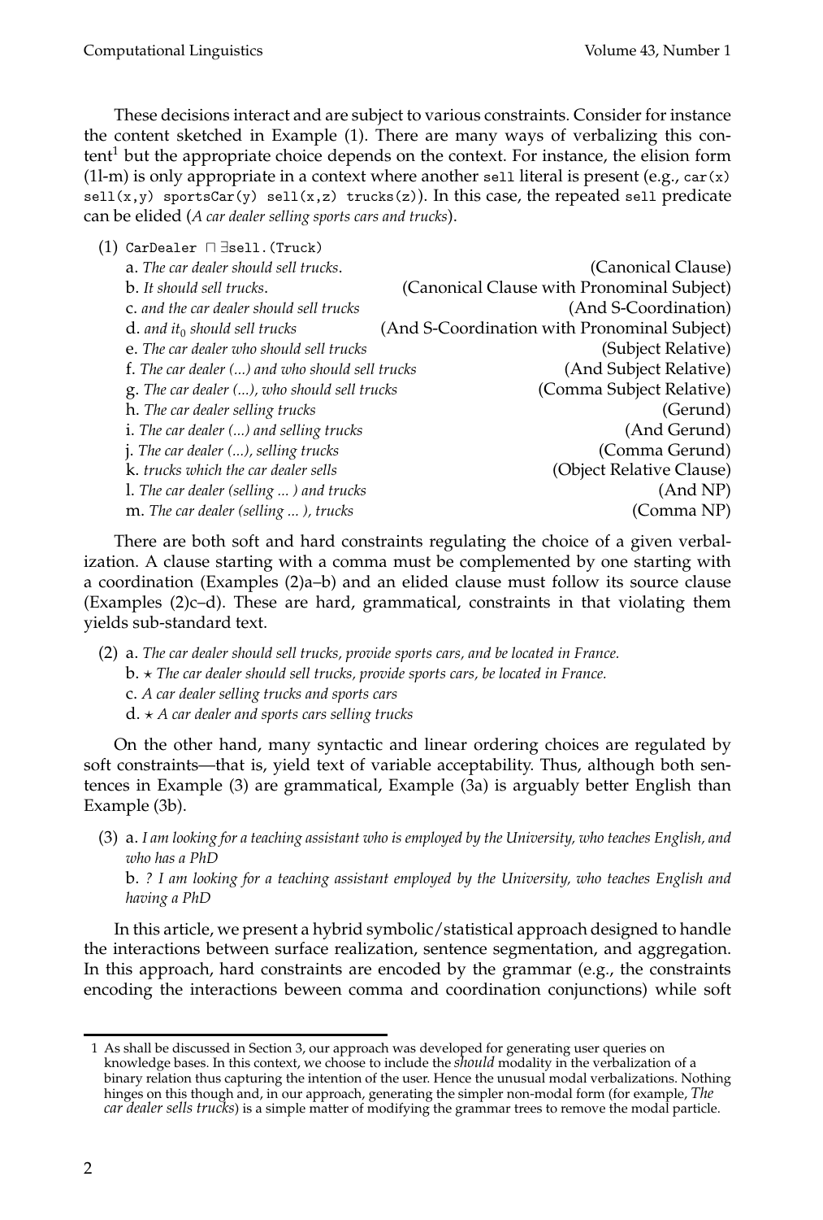These decisions interact and are subject to various constraints. Consider for instance the content sketched in Example (1). There are many ways of verbalizing this content[1] but the appropriate choice depends on the context. For instance, the elision form (1l-m) is only appropriate in a context where another `sell` literal is present (e.g., `car(x) sell(x,y) sportsCar(y) sell(x,z) trucks(z)`). In this case, the repeated `sell` predicate can be elided (*A car dealer selling sports cars and trucks*).

(1) `CarDealer ⊓ ∃sell.(Truck)`

a. *The car dealer should sell trucks.* (Canonical Clause)
b. *It should sell trucks.* (Canonical Clause with Pronominal Subject)
c. *and the car dealer should sell trucks* (And S-Coordination)
d. *and it$_0$ should sell trucks* (And S-Coordination with Pronominal Subject)
e. *The car dealer who should sell trucks* (Subject Relative)
f. *The car dealer (...) and who should sell trucks* (And Subject Relative)
g. *The car dealer (...), who should sell trucks* (Comma Subject Relative)
h. *The car dealer selling trucks* (Gerund)
i. *The car dealer (...) and selling trucks* (And Gerund)
j. *The car dealer (...), selling trucks* (Comma Gerund)
k. *trucks which the car dealer sells* (Object Relative Clause)
l. *The car dealer (selling ... ) and trucks* (And NP)
m. *The car dealer (selling ... ), trucks* (Comma NP)

There are both soft and hard constraints regulating the choice of a given verbalization. A clause starting with a comma must be complemented by one starting with a coordination (Examples (2)a–b) and an elided clause must follow its source clause (Examples (2)c–d). These are hard, grammatical, constraints in that violating them yields sub-standard text.

(2) a. *The car dealer should sell trucks, provide sports cars, and be located in France.*
b. ⋆ *The car dealer should sell trucks, provide sports cars, be located in France.*
c. *A car dealer selling trucks and sports cars*
d. ⋆ *A car dealer and sports cars selling trucks*

On the other hand, many syntactic and linear ordering choices are regulated by soft constraints—that is, yield text of variable acceptability. Thus, although both sentences in Example (3) are grammatical, Example (3a) is arguably better English than Example (3b).

(3) a. *I am looking for a teaching assistant who is employed by the University, who teaches English, and who has a PhD*
b. *? I am looking for a teaching assistant employed by the University, who teaches English and having a PhD*

In this article, we present a hybrid symbolic/statistical approach designed to handle the interactions between surface realization, sentence segmentation, and aggregation. In this approach, hard constraints are encoded by the grammar (e.g., the constraints encoding the interactions beween comma and coordination conjunctions) while soft

---

[1] As shall be discussed in Section 3, our approach was developed for generating user queries on knowledge bases. In this context, we choose to include the *should* modality in the verbalization of a binary relation thus capturing the intention of the user. Hence the unusual modal verbalizations. Nothing hinges on this though and, in our approach, generating the simpler non-modal form (for example, *The car dealer sells trucks*) is a simple matter of modifying the grammar trees to remove the modal particle.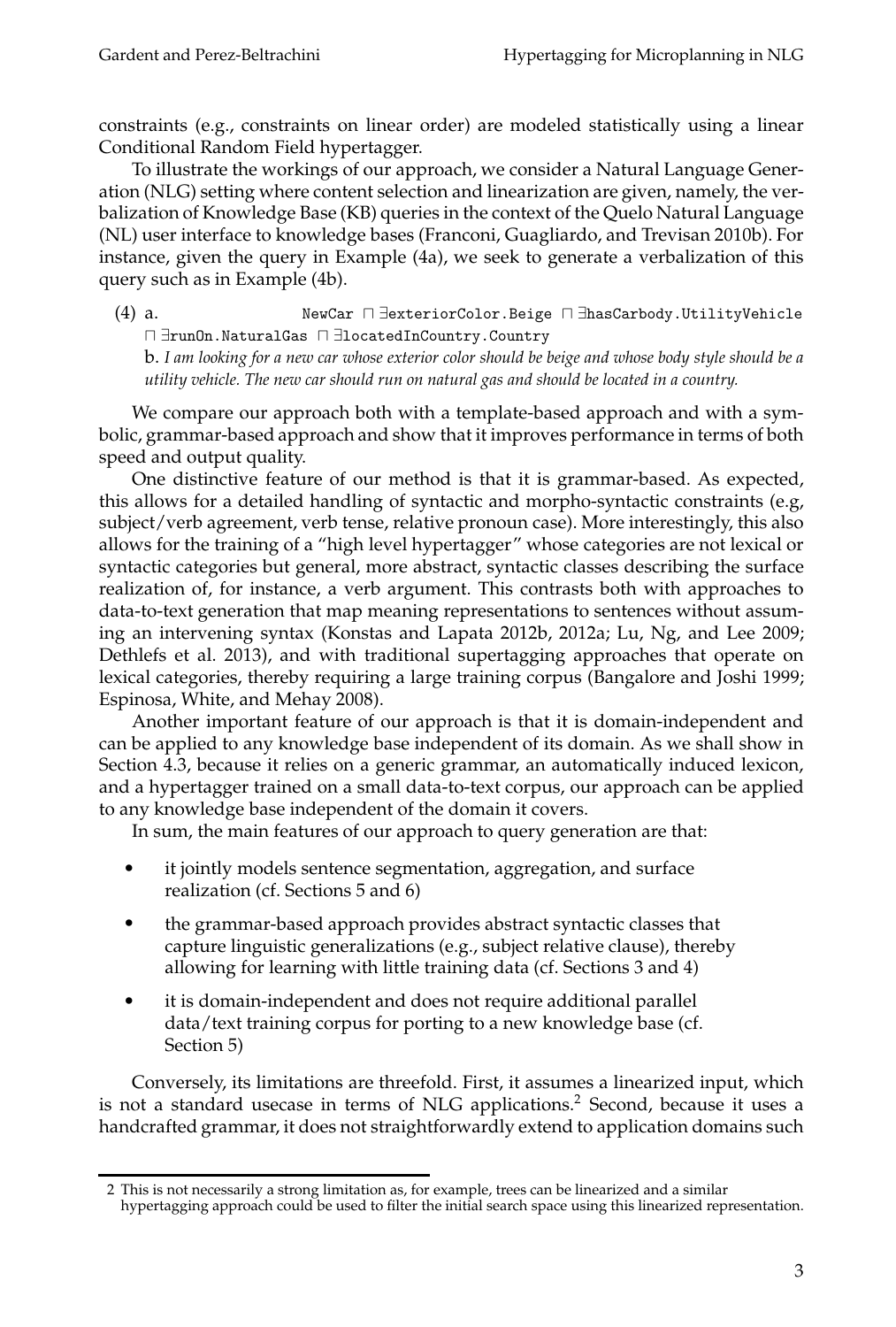constraints (e.g., constraints on linear order) are modeled statistically using a linear Conditional Random Field hypertagger.

To illustrate the workings of our approach, we consider a Natural Language Generation (NLG) setting where content selection and linearization are given, namely, the verbalization of Knowledge Base (KB) queries in the context of the Quelo Natural Language (NL) user interface to knowledge bases (Franconi, Guagliardo, and Trevisan 2010b). For instance, given the query in Example (4a), we seek to generate a verbalization of this query such as in Example (4b).

(4) a. `NewCar` ⊓ ∃`exteriorColor.Beige` ⊓ ∃`hasCarbody.UtilityVehicle` ⊓ ∃`runOn.NaturalGas` ⊓ ∃`locatedInCountry.Country`

b. *I am looking for a new car whose exterior color should be beige and whose body style should be a utility vehicle. The new car should run on natural gas and should be located in a country.*

We compare our approach both with a template-based approach and with a symbolic, grammar-based approach and show that it improves performance in terms of both speed and output quality.

One distinctive feature of our method is that it is grammar-based. As expected, this allows for a detailed handling of syntactic and morpho-syntactic constraints (e.g, subject/verb agreement, verb tense, relative pronoun case). More interestingly, this also allows for the training of a "high level hypertagger" whose categories are not lexical or syntactic categories but general, more abstract, syntactic classes describing the surface realization of, for instance, a verb argument. This contrasts both with approaches to data-to-text generation that map meaning representations to sentences without assuming an intervening syntax (Konstas and Lapata 2012b, 2012a; Lu, Ng, and Lee 2009; Dethlefs et al. 2013), and with traditional supertagging approaches that operate on lexical categories, thereby requiring a large training corpus (Bangalore and Joshi 1999; Espinosa, White, and Mehay 2008).

Another important feature of our approach is that it is domain-independent and can be applied to any knowledge base independent of its domain. As we shall show in Section 4.3, because it relies on a generic grammar, an automatically induced lexicon, and a hypertagger trained on a small data-to-text corpus, our approach can be applied to any knowledge base independent of the domain it covers.

In sum, the main features of our approach to query generation are that:

- it jointly models sentence segmentation, aggregation, and surface realization (cf. Sections 5 and 6)
- the grammar-based approach provides abstract syntactic classes that capture linguistic generalizations (e.g., subject relative clause), thereby allowing for learning with little training data (cf. Sections 3 and 4)
- it is domain-independent and does not require additional parallel data/text training corpus for porting to a new knowledge base (cf. Section 5)

Conversely, its limitations are threefold. First, it assumes a linearized input, which is not a standard usecase in terms of NLG applications.[2] Second, because it uses a handcrafted grammar, it does not straightforwardly extend to application domains such

---

2 This is not necessarily a strong limitation as, for example, trees can be linearized and a similar hypertagging approach could be used to filter the initial search space using this linearized representation.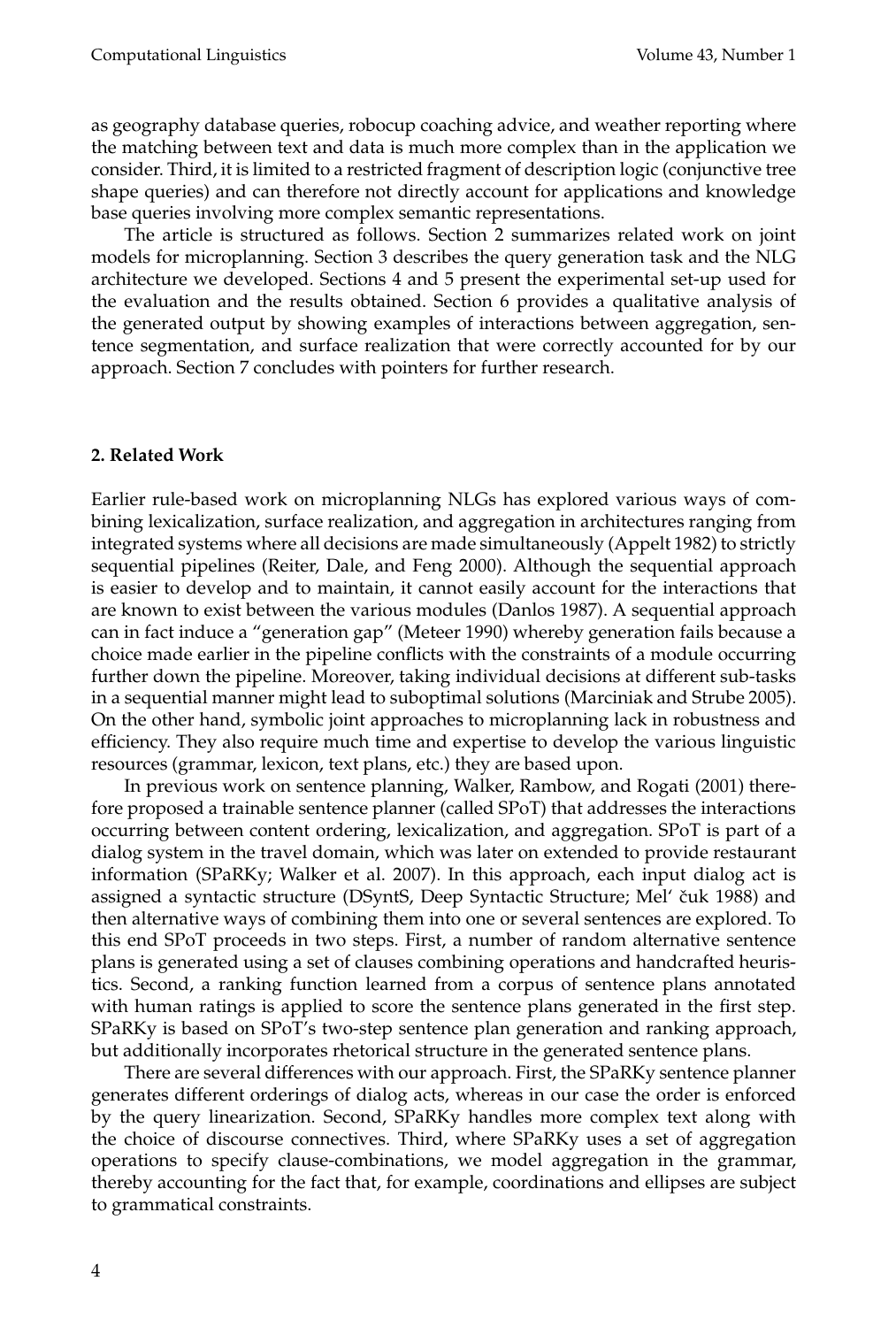as geography database queries, robocup coaching advice, and weather reporting where the matching between text and data is much more complex than in the application we consider. Third, it is limited to a restricted fragment of description logic (conjunctive tree shape queries) and can therefore not directly account for applications and knowledge base queries involving more complex semantic representations.

The article is structured as follows. Section 2 summarizes related work on joint models for microplanning. Section 3 describes the query generation task and the NLG architecture we developed. Sections 4 and 5 present the experimental set-up used for the evaluation and the results obtained. Section 6 provides a qualitative analysis of the generated output by showing examples of interactions between aggregation, sentence segmentation, and surface realization that were correctly accounted for by our approach. Section 7 concludes with pointers for further research.

## 2. Related Work

Earlier rule-based work on microplanning NLGs has explored various ways of combining lexicalization, surface realization, and aggregation in architectures ranging from integrated systems where all decisions are made simultaneously (Appelt 1982) to strictly sequential pipelines (Reiter, Dale, and Feng 2000). Although the sequential approach is easier to develop and to maintain, it cannot easily account for the interactions that are known to exist between the various modules (Danlos 1987). A sequential approach can in fact induce a "generation gap" (Meteer 1990) whereby generation fails because a choice made earlier in the pipeline conflicts with the constraints of a module occurring further down the pipeline. Moreover, taking individual decisions at different sub-tasks in a sequential manner might lead to suboptimal solutions (Marciniak and Strube 2005). On the other hand, symbolic joint approaches to microplanning lack in robustness and efficiency. They also require much time and expertise to develop the various linguistic resources (grammar, lexicon, text plans, etc.) they are based upon.

In previous work on sentence planning, Walker, Rambow, and Rogati (2001) therefore proposed a trainable sentence planner (called SPoT) that addresses the interactions occurring between content ordering, lexicalization, and aggregation. SPoT is part of a dialog system in the travel domain, which was later on extended to provide restaurant information (SPaRKy; Walker et al. 2007). In this approach, each input dialog act is assigned a syntactic structure (DSyntS, Deep Syntactic Structure; Mel' čuk 1988) and then alternative ways of combining them into one or several sentences are explored. To this end SPoT proceeds in two steps. First, a number of random alternative sentence plans is generated using a set of clauses combining operations and handcrafted heuristics. Second, a ranking function learned from a corpus of sentence plans annotated with human ratings is applied to score the sentence plans generated in the first step. SPaRKy is based on SPoT's two-step sentence plan generation and ranking approach, but additionally incorporates rhetorical structure in the generated sentence plans.

There are several differences with our approach. First, the SPaRKy sentence planner generates different orderings of dialog acts, whereas in our case the order is enforced by the query linearization. Second, SPaRKy handles more complex text along with the choice of discourse connectives. Third, where SPaRKy uses a set of aggregation operations to specify clause-combinations, we model aggregation in the grammar, thereby accounting for the fact that, for example, coordinations and ellipses are subject to grammatical constraints.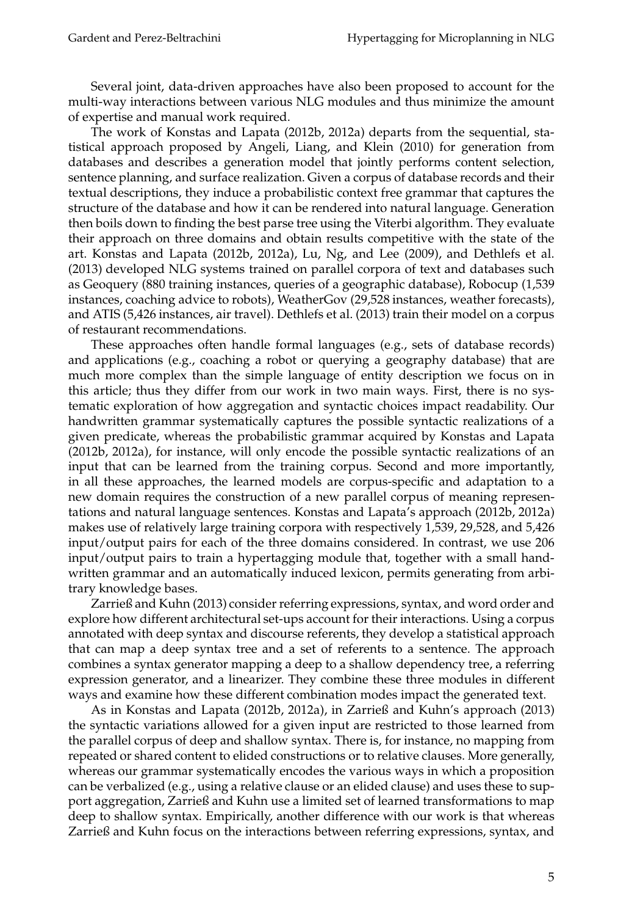Several joint, data-driven approaches have also been proposed to account for the multi-way interactions between various NLG modules and thus minimize the amount of expertise and manual work required.

The work of Konstas and Lapata (2012b, 2012a) departs from the sequential, statistical approach proposed by Angeli, Liang, and Klein (2010) for generation from databases and describes a generation model that jointly performs content selection, sentence planning, and surface realization. Given a corpus of database records and their textual descriptions, they induce a probabilistic context free grammar that captures the structure of the database and how it can be rendered into natural language. Generation then boils down to finding the best parse tree using the Viterbi algorithm. They evaluate their approach on three domains and obtain results competitive with the state of the art. Konstas and Lapata (2012b, 2012a), Lu, Ng, and Lee (2009), and Dethlefs et al. (2013) developed NLG systems trained on parallel corpora of text and databases such as Geoquery (880 training instances, queries of a geographic database), Robocup (1,539 instances, coaching advice to robots), WeatherGov (29,528 instances, weather forecasts), and ATIS (5,426 instances, air travel). Dethlefs et al. (2013) train their model on a corpus of restaurant recommendations.

These approaches often handle formal languages (e.g., sets of database records) and applications (e.g., coaching a robot or querying a geography database) that are much more complex than the simple language of entity description we focus on in this article; thus they differ from our work in two main ways. First, there is no systematic exploration of how aggregation and syntactic choices impact readability. Our handwritten grammar systematically captures the possible syntactic realizations of a given predicate, whereas the probabilistic grammar acquired by Konstas and Lapata (2012b, 2012a), for instance, will only encode the possible syntactic realizations of an input that can be learned from the training corpus. Second and more importantly, in all these approaches, the learned models are corpus-specific and adaptation to a new domain requires the construction of a new parallel corpus of meaning representations and natural language sentences. Konstas and Lapata's approach (2012b, 2012a) makes use of relatively large training corpora with respectively 1,539, 29,528, and 5,426 input/output pairs for each of the three domains considered. In contrast, we use 206 input/output pairs to train a hypertagging module that, together with a small handwritten grammar and an automatically induced lexicon, permits generating from arbitrary knowledge bases.

Zarrieß and Kuhn (2013) consider referring expressions, syntax, and word order and explore how different architectural set-ups account for their interactions. Using a corpus annotated with deep syntax and discourse referents, they develop a statistical approach that can map a deep syntax tree and a set of referents to a sentence. The approach combines a syntax generator mapping a deep to a shallow dependency tree, a referring expression generator, and a linearizer. They combine these three modules in different ways and examine how these different combination modes impact the generated text.

As in Konstas and Lapata (2012b, 2012a), in Zarrieß and Kuhn's approach (2013) the syntactic variations allowed for a given input are restricted to those learned from the parallel corpus of deep and shallow syntax. There is, for instance, no mapping from repeated or shared content to elided constructions or to relative clauses. More generally, whereas our grammar systematically encodes the various ways in which a proposition can be verbalized (e.g., using a relative clause or an elided clause) and uses these to support aggregation, Zarrieß and Kuhn use a limited set of learned transformations to map deep to shallow syntax. Empirically, another difference with our work is that whereas Zarrieß and Kuhn focus on the interactions between referring expressions, syntax, and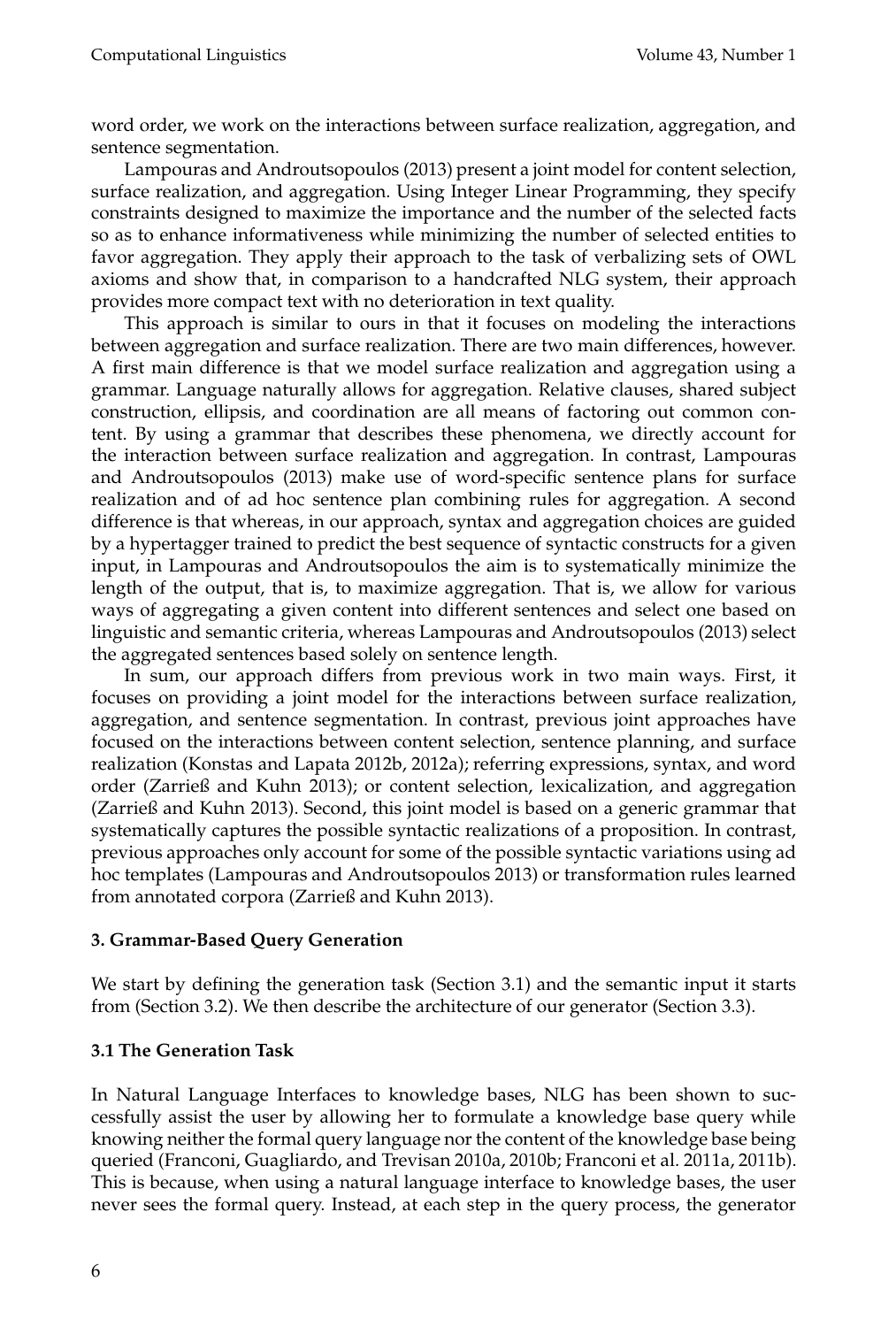word order, we work on the interactions between surface realization, aggregation, and sentence segmentation.

Lampouras and Androutsopoulos (2013) present a joint model for content selection, surface realization, and aggregation. Using Integer Linear Programming, they specify constraints designed to maximize the importance and the number of the selected facts so as to enhance informativeness while minimizing the number of selected entities to favor aggregation. They apply their approach to the task of verbalizing sets of OWL axioms and show that, in comparison to a handcrafted NLG system, their approach provides more compact text with no deterioration in text quality.

This approach is similar to ours in that it focuses on modeling the interactions between aggregation and surface realization. There are two main differences, however. A first main difference is that we model surface realization and aggregation using a grammar. Language naturally allows for aggregation. Relative clauses, shared subject construction, ellipsis, and coordination are all means of factoring out common content. By using a grammar that describes these phenomena, we directly account for the interaction between surface realization and aggregation. In contrast, Lampouras and Androutsopoulos (2013) make use of word-specific sentence plans for surface realization and of ad hoc sentence plan combining rules for aggregation. A second difference is that whereas, in our approach, syntax and aggregation choices are guided by a hypertagger trained to predict the best sequence of syntactic constructs for a given input, in Lampouras and Androutsopoulos the aim is to systematically minimize the length of the output, that is, to maximize aggregation. That is, we allow for various ways of aggregating a given content into different sentences and select one based on linguistic and semantic criteria, whereas Lampouras and Androutsopoulos (2013) select the aggregated sentences based solely on sentence length.

In sum, our approach differs from previous work in two main ways. First, it focuses on providing a joint model for the interactions between surface realization, aggregation, and sentence segmentation. In contrast, previous joint approaches have focused on the interactions between content selection, sentence planning, and surface realization (Konstas and Lapata 2012b, 2012a); referring expressions, syntax, and word order (Zarrieß and Kuhn 2013); or content selection, lexicalization, and aggregation (Zarrieß and Kuhn 2013). Second, this joint model is based on a generic grammar that systematically captures the possible syntactic realizations of a proposition. In contrast, previous approaches only account for some of the possible syntactic variations using ad hoc templates (Lampouras and Androutsopoulos 2013) or transformation rules learned from annotated corpora (Zarrieß and Kuhn 2013).

## 3. Grammar-Based Query Generation

We start by defining the generation task (Section 3.1) and the semantic input it starts from (Section 3.2). We then describe the architecture of our generator (Section 3.3).

### 3.1 The Generation Task

In Natural Language Interfaces to knowledge bases, NLG has been shown to successfully assist the user by allowing her to formulate a knowledge base query while knowing neither the formal query language nor the content of the knowledge base being queried (Franconi, Guagliardo, and Trevisan 2010a, 2010b; Franconi et al. 2011a, 2011b). This is because, when using a natural language interface to knowledge bases, the user never sees the formal query. Instead, at each step in the query process, the generator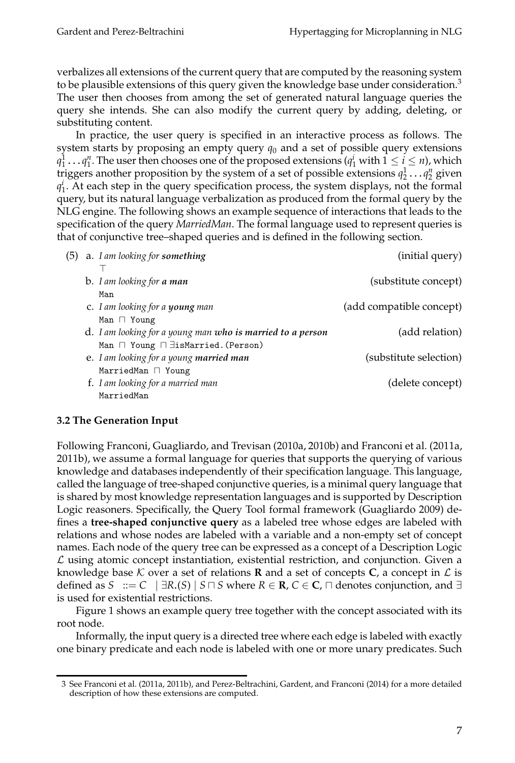verbalizes all extensions of the current query that are computed by the reasoning system to be plausible extensions of this query given the knowledge base under consideration.[3] The user then chooses from among the set of generated natural language queries the query she intends. She can also modify the current query by adding, deleting, or substituting content.

In practice, the user query is specified in an interactive process as follows. The system starts by proposing an empty query $q_0$ and a set of possible query extensions $q_1^1 \dots q_1^n$. The user then chooses one of the proposed extensions ($q_1^i$ with $1 \leq i \leq n$), which triggers another proposition by the system of a set of possible extensions $q_2^1 \dots q_2^n$ given $q_1^i$. At each step in the query specification process, the system displays, not the formal query, but its natural language verbalization as produced from the formal query by the NLG engine. The following shows an example sequence of interactions that leads to the specification of the query *MarriedMan*. The formal language used to represent queries is that of conjunctive tree–shaped queries and is defined in the following section.

(5)
a. *I am looking for **something*** (initial query)
   $\top$
b. *I am looking for **a man*** (substitute concept)
   `Man`
c. *I am looking for a **young** man* (add compatible concept)
   `Man` $\sqcap$ `Young`
d. *I am looking for a young man **who is married to a person*** (add relation)
   `Man` $\sqcap$ `Young` $\sqcap$ $\exists$`isMarried.(Person)`
e. *I am looking for a young **married man*** (substitute selection)
   `MarriedMan` $\sqcap$ `Young`
f. *I am looking for a married man* (delete concept)
   `MarriedMan`

### 3.2 The Generation Input

Following Franconi, Guagliardo, and Trevisan (2010a, 2010b) and Franconi et al. (2011a, 2011b), we assume a formal language for queries that supports the querying of various knowledge and databases independently of their specification language. This language, called the language of tree-shaped conjunctive queries, is a minimal query language that is shared by most knowledge representation languages and is supported by Description Logic reasoners. Specifically, the Query Tool formal framework (Guagliardo 2009) defines a **tree-shaped conjunctive query** as a labeled tree whose edges are labeled with relations and whose nodes are labeled with a variable and a non-empty set of concept names. Each node of the query tree can be expressed as a concept of a Description Logic $\mathcal{L}$ using atomic concept instantiation, existential restriction, and conjunction. Given a knowledge base $\mathcal{K}$ over a set of relations $\mathbf{R}$ and a set of concepts $\mathbf{C}$, a concept in $\mathcal{L}$ is defined as $S \ ::= C \ \mid \exists R.(S) \mid S \sqcap S$ where $R \in \mathbf{R}$, $C \in \mathbf{C}$, $\sqcap$ denotes conjunction, and $\exists$ is used for existential restrictions.

Figure 1 shows an example query tree together with the concept associated with its root node.

Informally, the input query is a directed tree where each edge is labeled with exactly one binary predicate and each node is labeled with one or more unary predicates. Such

---

3 See Franconi et al. (2011a, 2011b), and Perez-Beltrachini, Gardent, and Franconi (2014) for a more detailed description of how these extensions are computed.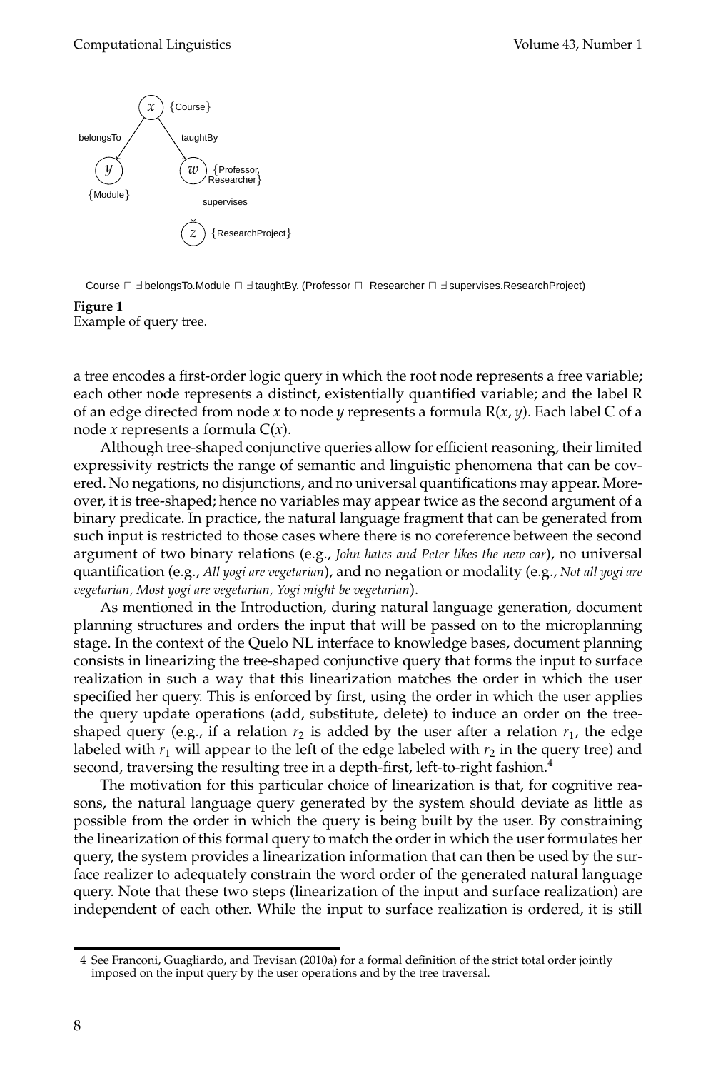x {Course}

belongsTo

taughtBy

y

w {Professor, Researcher}

{Module}

supervises

z {ResearchProject}

Course ⊓ ∃belongsTo.Module ⊓ ∃taughtBy. (Professor ⊓ Researcher ⊓ ∃supervises.ResearchProject)

**Figure 1**
Example of query tree.

a tree encodes a first-order logic query in which the root node represents a free variable; each other node represents a distinct, existentially quantified variable; and the label R of an edge directed from node $x$ to node $y$ represents a formula $R(x, y)$. Each label C of a node $x$ represents a formula $C(x)$.

Although tree-shaped conjunctive queries allow for efficient reasoning, their limited expressivity restricts the range of semantic and linguistic phenomena that can be covered. No negations, no disjunctions, and no universal quantifications may appear. Moreover, it is tree-shaped; hence no variables may appear twice as the second argument of a binary predicate. In practice, the natural language fragment that can be generated from such input is restricted to those cases where there is no coreference between the second argument of two binary relations (e.g., *John hates and Peter likes the new car*), no universal quantification (e.g., *All yogi are vegetarian*), and no negation or modality (e.g., *Not all yogi are vegetarian, Most yogi are vegetarian, Yogi might be vegetarian*).

As mentioned in the Introduction, during natural language generation, document planning structures and orders the input that will be passed on to the microplanning stage. In the context of the Quelo NL interface to knowledge bases, document planning consists in linearizing the tree-shaped conjunctive query that forms the input to surface realization in such a way that this linearization matches the order in which the user specified her query. This is enforced by first, using the order in which the user applies the query update operations (add, substitute, delete) to induce an order on the tree-shaped query (e.g., if a relation $r_2$ is added by the user after a relation $r_1$, the edge labeled with $r_1$ will appear to the left of the edge labeled with $r_2$ in the query tree) and second, traversing the resulting tree in a depth-first, left-to-right fashion.[4]

The motivation for this particular choice of linearization is that, for cognitive reasons, the natural language query generated by the system should deviate as little as possible from the order in which the query is being built by the user. By constraining the linearization of this formal query to match the order in which the user formulates her query, the system provides a linearization information that can then be used by the surface realizer to adequately constrain the word order of the generated natural language query. Note that these two steps (linearization of the input and surface realization) are independent of each other. While the input to surface realization is ordered, it is still

4 See Franconi, Guagliardo, and Trevisan (2010a) for a formal definition of the strict total order jointly imposed on the input query by the user operations and by the tree traversal.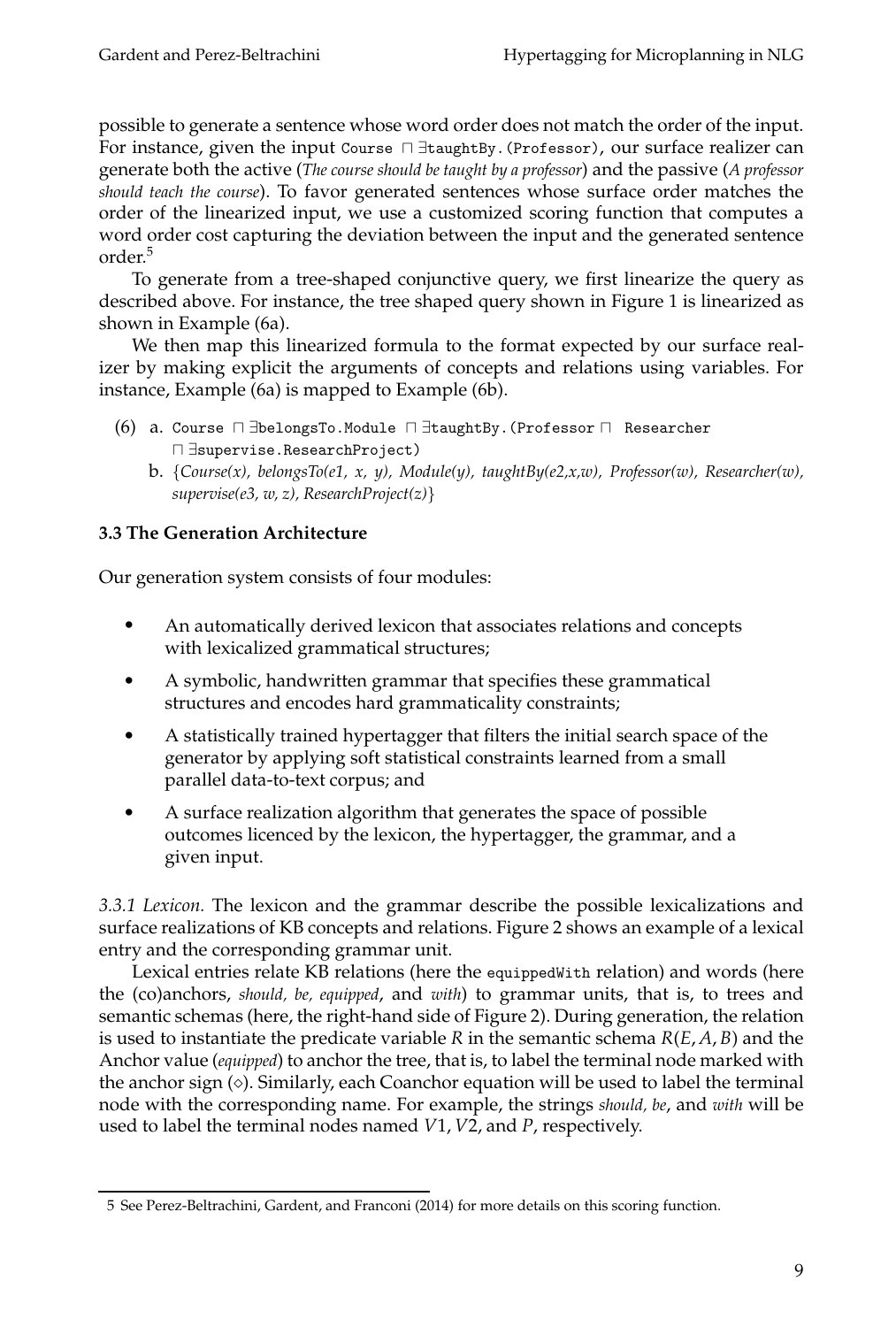possible to generate a sentence whose word order does not match the order of the input. For instance, given the input `Course ⊓ ∃taughtBy.(Professor)`, our surface realizer can generate both the active (*The course should be taught by a professor*) and the passive (*A professor should teach the course*). To favor generated sentences whose surface order matches the order of the linearized input, we use a customized scoring function that computes a word order cost capturing the deviation between the input and the generated sentence order.[5]

To generate from a tree-shaped conjunctive query, we first linearize the query as described above. For instance, the tree shaped query shown in Figure 1 is linearized as shown in Example (6a).

We then map this linearized formula to the format expected by our surface realizer by making explicit the arguments of concepts and relations using variables. For instance, Example (6a) is mapped to Example (6b).

(6) a. `Course ⊓ ∃belongsTo.Module ⊓ ∃taughtBy.(Professor ⊓ Researcher ⊓ ∃supervise.ResearchProject)`

b. {*Course(x), belongsTo(e1, x, y), Module(y), taughtBy(e2,x,w), Professor(w), Researcher(w), supervise(e3, w, z), ResearchProject(z)*}

### 3.3 The Generation Architecture

Our generation system consists of four modules:

- An automatically derived lexicon that associates relations and concepts with lexicalized grammatical structures;
- A symbolic, handwritten grammar that specifies these grammatical structures and encodes hard grammaticality constraints;
- A statistically trained hypertagger that filters the initial search space of the generator by applying soft statistical constraints learned from a small parallel data-to-text corpus; and
- A surface realization algorithm that generates the space of possible outcomes licenced by the lexicon, the hypertagger, the grammar, and a given input.

*3.3.1 Lexicon.* The lexicon and the grammar describe the possible lexicalizations and surface realizations of KB concepts and relations. Figure 2 shows an example of a lexical entry and the corresponding grammar unit.

Lexical entries relate KB relations (here the `equippedWith` relation) and words (here the (co)anchors, *should, be, equipped*, and *with*) to grammar units, that is, to trees and semantic schemas (here, the right-hand side of Figure 2). During generation, the relation is used to instantiate the predicate variable $R$ in the semantic schema $R(E, A, B)$ and the Anchor value (*equipped*) to anchor the tree, that is, to label the terminal node marked with the anchor sign (⋄). Similarly, each Coanchor equation will be used to label the terminal node with the corresponding name. For example, the strings *should, be*, and *with* will be used to label the terminal nodes named $V1$, $V2$, and $P$, respectively.

5 See Perez-Beltrachini, Gardent, and Franconi (2014) for more details on this scoring function.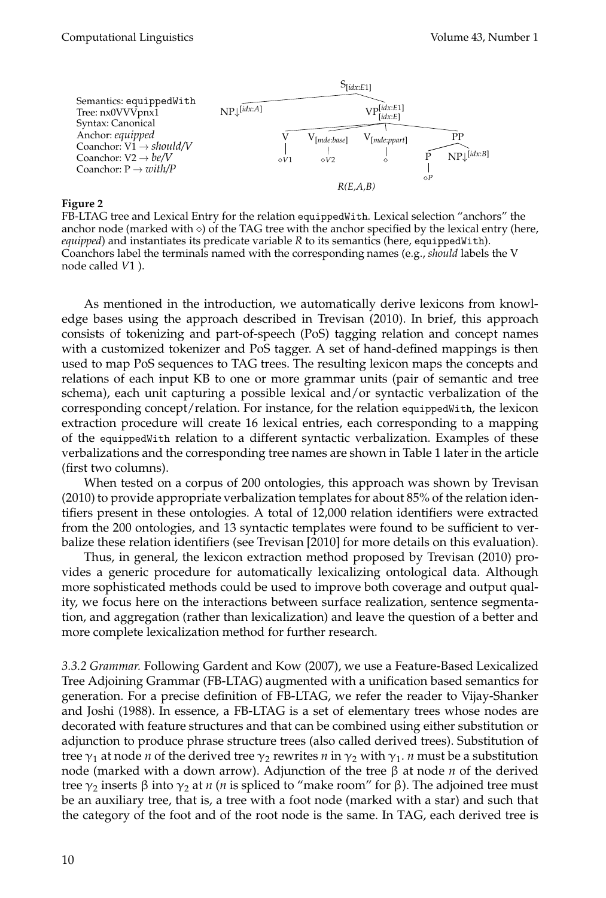Semantics: equippedWith
Tree: nx0VVVpnx1
Syntax: Canonical
Anchor: *equipped*
Coanchor: V1 → *should/V*
Coanchor: V2 → *be/V*
Coanchor: P → *with/P*

**Figure 2**
FB-LTAG tree and Lexical Entry for the relation equippedWith. Lexical selection "anchors" the anchor node (marked with ⋄) of the TAG tree with the anchor specified by the lexical entry (here, *equipped*) and instantiates its predicate variable *R* to its semantics (here, equippedWith). Coanchors label the terminals named with the corresponding names (e.g., *should* labels the V node called *V*1 ).

As mentioned in the introduction, we automatically derive lexicons from knowledge bases using the approach described in Trevisan (2010). In brief, this approach consists of tokenizing and part-of-speech (PoS) tagging relation and concept names with a customized tokenizer and PoS tagger. A set of hand-defined mappings is then used to map PoS sequences to TAG trees. The resulting lexicon maps the concepts and relations of each input KB to one or more grammar units (pair of semantic and tree schema), each unit capturing a possible lexical and/or syntactic verbalization of the corresponding concept/relation. For instance, for the relation equippedWith, the lexicon extraction procedure will create 16 lexical entries, each corresponding to a mapping of the equippedWith relation to a different syntactic verbalization. Examples of these verbalizations and the corresponding tree names are shown in Table 1 later in the article (first two columns).

When tested on a corpus of 200 ontologies, this approach was shown by Trevisan (2010) to provide appropriate verbalization templates for about 85% of the relation identifiers present in these ontologies. A total of 12,000 relation identifiers were extracted from the 200 ontologies, and 13 syntactic templates were found to be sufficient to verbalize these relation identifiers (see Trevisan [2010] for more details on this evaluation).

Thus, in general, the lexicon extraction method proposed by Trevisan (2010) provides a generic procedure for automatically lexicalizing ontological data. Although more sophisticated methods could be used to improve both coverage and output quality, we focus here on the interactions between surface realization, sentence segmentation, and aggregation (rather than lexicalization) and leave the question of a better and more complete lexicalization method for further research.

*3.3.2 Grammar.* Following Gardent and Kow (2007), we use a Feature-Based Lexicalized Tree Adjoining Grammar (FB-LTAG) augmented with a unification based semantics for generation. For a precise definition of FB-LTAG, we refer the reader to Vijay-Shanker and Joshi (1988). In essence, a FB-LTAG is a set of elementary trees whose nodes are decorated with feature structures and that can be combined using either substitution or adjunction to produce phrase structure trees (also called derived trees). Substitution of tree $\gamma_1$ at node *n* of the derived tree $\gamma_2$ rewrites *n* in $\gamma_2$ with $\gamma_1$. *n* must be a substitution node (marked with a down arrow). Adjunction of the tree $\beta$ at node *n* of the derived tree $\gamma_2$ inserts $\beta$ into $\gamma_2$ at *n* (*n* is spliced to "make room" for $\beta$). The adjoined tree must be an auxiliary tree, that is, a tree with a foot node (marked with a star) and such that the category of the foot and of the root node is the same. In TAG, each derived tree is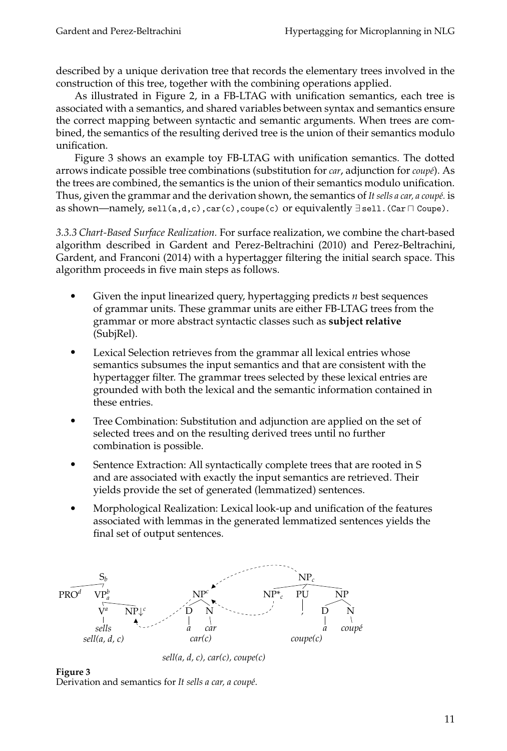described by a unique derivation tree that records the elementary trees involved in the construction of this tree, together with the combining operations applied.

As illustrated in Figure 2, in a FB-LTAG with unification semantics, each tree is associated with a semantics, and shared variables between syntax and semantics ensure the correct mapping between syntactic and semantic arguments. When trees are combined, the semantics of the resulting derived tree is the union of their semantics modulo unification.

Figure 3 shows an example toy FB-LTAG with unification semantics. The dotted arrows indicate possible tree combinations (substitution for *car*, adjunction for *coupé*). As the trees are combined, the semantics is the union of their semantics modulo unification. Thus, given the grammar and the derivation shown, the semantics of *It sells a car, a coupé.* is as shown—namely, `sell(a,d,c),car(c),coupe(c)` or equivalently $\exists$`sell.(Car` $\sqcap$ `Coupe)`.

*3.3.3 Chart-Based Surface Realization.* For surface realization, we combine the chart-based algorithm described in Gardent and Perez-Beltrachini (2010) and Perez-Beltrachini, Gardent, and Franconi (2014) with a hypertagger filtering the initial search space. This algorithm proceeds in five main steps as follows.

- Given the input linearized query, hypertagging predicts *n* best sequences of grammar units. These grammar units are either FB-LTAG trees from the grammar or more abstract syntactic classes such as **subject relative** (SubjRel).
- Lexical Selection retrieves from the grammar all lexical entries whose semantics subsumes the input semantics and that are consistent with the hypertagger filter. The grammar trees selected by these lexical entries are grounded with both the lexical and the semantic information contained in these entries.
- Tree Combination: Substitution and adjunction are applied on the set of selected trees and on the resulting derived trees until no further combination is possible.
- Sentence Extraction: All syntactically complete trees that are rooted in S and are associated with exactly the input semantics are retrieved. Their yields provide the set of generated (lemmatized) sentences.
- Morphological Realization: Lexical look-up and unification of the features associated with lemmas in the generated lemmatized sentences yields the final set of output sentences.

$S_b$ → $PRO^d$ $VP^b_a$ ; $VP^b_a$ → $V^a$ $NP{\downarrow}^c$ ; $V^a$: *sells*, *sell(a, d, c)*
$NP^c$ → D N ; *a car*, *car(c)*
$NP_c$ → $NP^*_c$ PU NP ; PU: *,* ; NP → D N: *a coupé*, *coupe(c)*

*sell(a, d, c), car(c), coupe(c)*

**Figure 3**
Derivation and semantics for *It sells a car, a coupé*.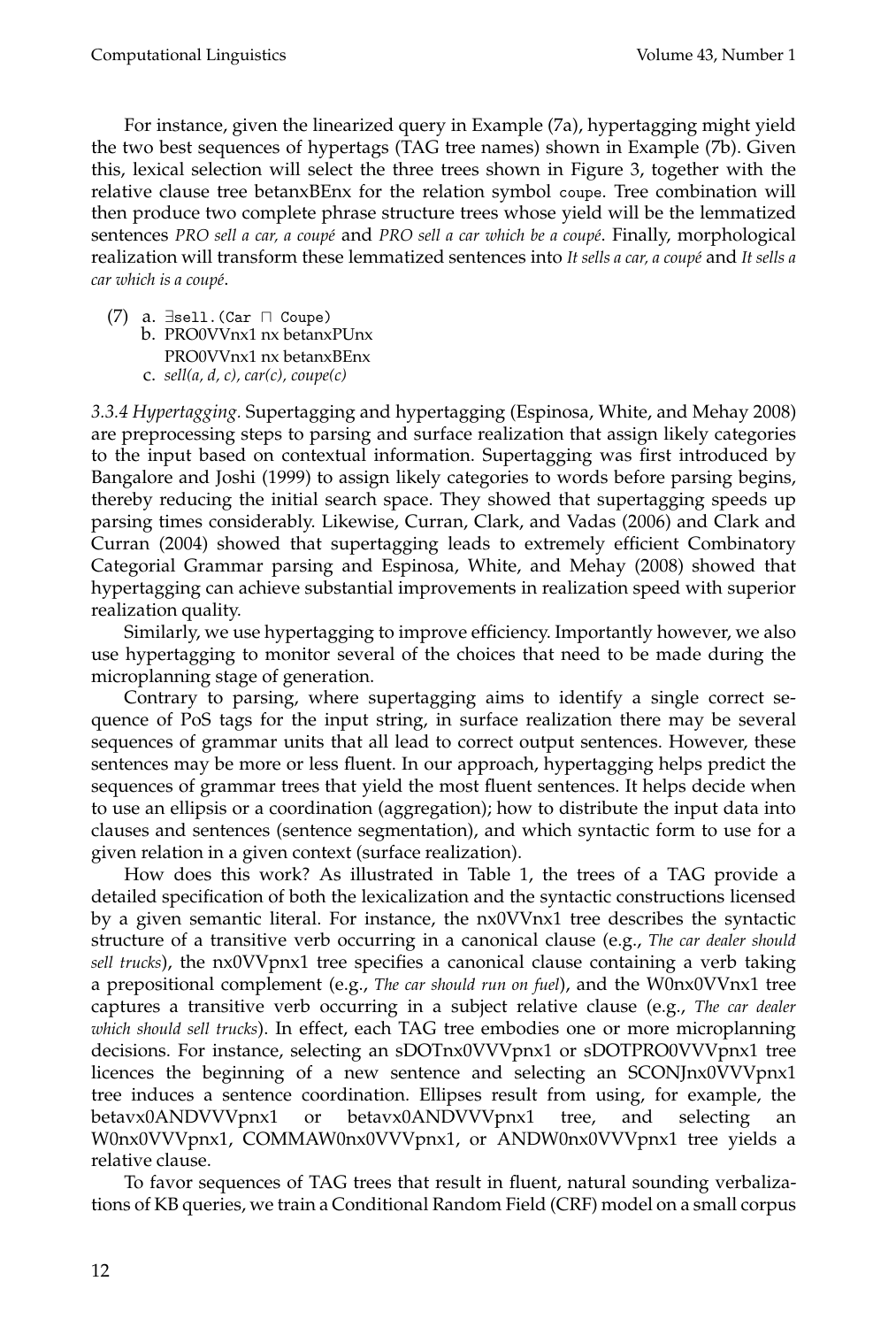For instance, given the linearized query in Example (7a), hypertagging might yield the two best sequences of hypertags (TAG tree names) shown in Example (7b). Given this, lexical selection will select the three trees shown in Figure 3, together with the relative clause tree betanxBEnx for the relation symbol `coupe`. Tree combination will then produce two complete phrase structure trees whose yield will be the lemmatized sentences *PRO sell a car, a coupé* and *PRO sell a car which be a coupé*. Finally, morphological realization will transform these lemmatized sentences into *It sells a car, a coupé* and *It sells a car which is a coupé*.

(7) a. `∃sell.(Car ⊓ Coupe)`
  b. PRO0VVnx1 nx betanxPUnx
   PRO0VVnx1 nx betanxBEnx
  c. *sell(a, d, c), car(c), coupe(c)*

*3.3.4 Hypertagging.* Supertagging and hypertagging (Espinosa, White, and Mehay 2008) are preprocessing steps to parsing and surface realization that assign likely categories to the input based on contextual information. Supertagging was first introduced by Bangalore and Joshi (1999) to assign likely categories to words before parsing begins, thereby reducing the initial search space. They showed that supertagging speeds up parsing times considerably. Likewise, Curran, Clark, and Vadas (2006) and Clark and Curran (2004) showed that supertagging leads to extremely efficient Combinatory Categorial Grammar parsing and Espinosa, White, and Mehay (2008) showed that hypertagging can achieve substantial improvements in realization speed with superior realization quality.

Similarly, we use hypertagging to improve efficiency. Importantly however, we also use hypertagging to monitor several of the choices that need to be made during the microplanning stage of generation.

Contrary to parsing, where supertagging aims to identify a single correct sequence of PoS tags for the input string, in surface realization there may be several sequences of grammar units that all lead to correct output sentences. However, these sentences may be more or less fluent. In our approach, hypertagging helps predict the sequences of grammar trees that yield the most fluent sentences. It helps decide when to use an ellipsis or a coordination (aggregation); how to distribute the input data into clauses and sentences (sentence segmentation), and which syntactic form to use for a given relation in a given context (surface realization).

How does this work? As illustrated in Table 1, the trees of a TAG provide a detailed specification of both the lexicalization and the syntactic constructions licensed by a given semantic literal. For instance, the nx0VVnx1 tree describes the syntactic structure of a transitive verb occurring in a canonical clause (e.g., *The car dealer should sell trucks*), the nx0VVpnx1 tree specifies a canonical clause containing a verb taking a prepositional complement (e.g., *The car should run on fuel*), and the W0nx0VVnx1 tree captures a transitive verb occurring in a subject relative clause (e.g., *The car dealer which should sell trucks*). In effect, each TAG tree embodies one or more microplanning decisions. For instance, selecting an sDOTnx0VVVpnx1 or sDOTPRO0VVVpnx1 tree licences the beginning of a new sentence and selecting an SCONJnx0VVVpnx1 tree induces a sentence coordination. Ellipses result from using, for example, the betavx0ANDVVVpnx1 or betavx0ANDVVVpnx1 tree, and selecting an W0nx0VVVpnx1, COMMAW0nx0VVVpnx1, or ANDW0nx0VVVpnx1 tree yields a relative clause.

To favor sequences of TAG trees that result in fluent, natural sounding verbalizations of KB queries, we train a Conditional Random Field (CRF) model on a small corpus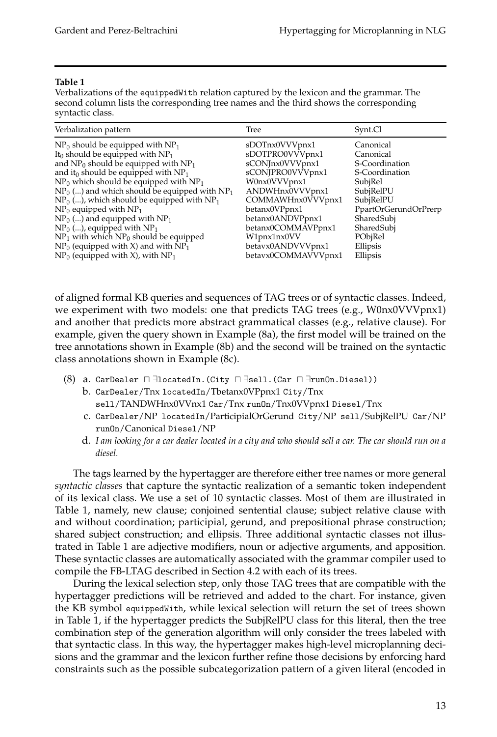**Table 1**
Verbalizations of the `equippedWith` relation captured by the lexicon and the grammar. The second column lists the corresponding tree names and the third shows the corresponding syntactic class.

| Verbalization pattern | Tree | Synt.Cl |
|---|---|---|
| $NP_0$ should be equipped with $NP_1$ | sDOTnx0VVVpnx1 | Canonical |
| $It_0$ should be equipped with $NP_1$ | sDOTPRO0VVVpnx1 | Canonical |
| and $NP_0$ should be equipped with $NP_1$ | sCONJnx0VVVpnx1 | S-Coordination |
| and $it_0$ should be equipped with $NP_1$ | sCONJPRO0VVVpnx1 | S-Coordination |
| $NP_0$ which should be equipped with $NP_1$ | W0nx0VVVpnx1 | SubjRel |
| $NP_0$ (...) and which should be equipped with $NP_1$ | ANDWHnx0VVVpnx1 | SubjRelPU |
| $NP_0$ (...), which should be equipped with $NP_1$ | COMMAWHnx0VVVpnx1 | SubjRelPU |
| $NP_0$ equipped with $NP_1$ | betanx0VPpnx1 | PpartOrGerundOrPrerp |
| $NP_0$ (...) and equipped with $NP_1$ | betanx0ANDVPpnx1 | SharedSubj |
| $NP_0$ (...), equipped with $NP_1$ | betanx0COMMAVPpnx1 | SharedSubj |
| $NP_1$ with which $NP_0$ should be equipped | W1pnx1nx0VV | PObjRel |
| $NP_0$ (equipped with X) and with $NP_1$ | betavx0ANDVVVpnx1 | Ellipsis |
| $NP_0$ (equipped with X), with $NP_1$ | betavx0COMMAVVVpnx1 | Ellipsis |

of aligned formal KB queries and sequences of TAG trees or of syntactic classes. Indeed, we experiment with two models: one that predicts TAG trees (e.g., W0nx0VVVpnx1) and another that predicts more abstract grammatical classes (e.g., relative clause). For example, given the query shown in Example (8a), the first model will be trained on the tree annotations shown in Example (8b) and the second will be trained on the syntactic class annotations shown in Example (8c).

(8) a. `CarDealer ⊓ ∃locatedIn.(City ⊓ ∃sell.(Car ⊓ ∃runOn.Diesel))`

b. `CarDealer`/Tnx `locatedIn`/Tbetanx0VPpnx1 `City`/Tnx `sell`/TANDWHnx0VVnx1 `Car`/Tnx `runOn`/Tnx0VVpnx1 `Diesel`/Tnx

c. `CarDealer`/NP `locatedIn`/ParticipialOrGerund `City`/NP `sell`/SubjRelPU `Car`/NP `runOn`/Canonical `Diesel`/NP

d. *I am looking for a car dealer located in a city and who should sell a car. The car should run on a diesel.*

The tags learned by the hypertagger are therefore either tree names or more general *syntactic classes* that capture the syntactic realization of a semantic token independent of its lexical class. We use a set of 10 syntactic classes. Most of them are illustrated in Table 1, namely, new clause; conjoined sentential clause; subject relative clause with and without coordination; participial, gerund, and prepositional phrase construction; shared subject construction; and ellipsis. Three additional syntactic classes not illustrated in Table 1 are adjective modifiers, noun or adjective arguments, and apposition. These syntactic classes are automatically associated with the grammar compiler used to compile the FB-LTAG described in Section 4.2 with each of its trees.

During the lexical selection step, only those TAG trees that are compatible with the hypertagger predictions will be retrieved and added to the chart. For instance, given the KB symbol `equippedWith`, while lexical selection will return the set of trees shown in Table 1, if the hypertagger predicts the SubjRelPU class for this literal, then the tree combination step of the generation algorithm will only consider the trees labeled with that syntactic class. In this way, the hypertagger makes high-level microplanning decisions and the grammar and the lexicon further refine those decisions by enforcing hard constraints such as the possible subcategorization pattern of a given literal (encoded in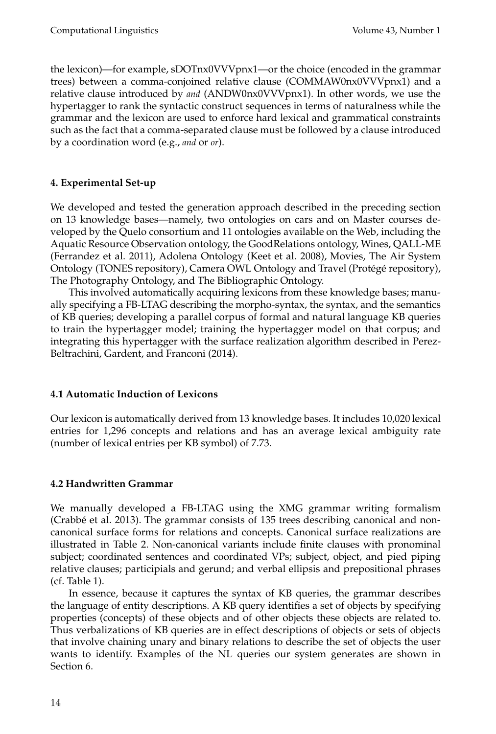the lexicon)—for example, sDOTnx0VVVpnx1—or the choice (encoded in the grammar trees) between a comma-conjoined relative clause (COMMAW0nx0VVVpnx1) and a relative clause introduced by *and* (ANDW0nx0VVVpnx1). In other words, we use the hypertagger to rank the syntactic construct sequences in terms of naturalness while the grammar and the lexicon are used to enforce hard lexical and grammatical constraints such as the fact that a comma-separated clause must be followed by a clause introduced by a coordination word (e.g., *and* or *or*).

## 4. Experimental Set-up

We developed and tested the generation approach described in the preceding section on 13 knowledge bases—namely, two ontologies on cars and on Master courses developed by the Quelo consortium and 11 ontologies available on the Web, including the Aquatic Resource Observation ontology, the GoodRelations ontology, Wines, QALL-ME (Ferrandez et al. 2011), Adolena Ontology (Keet et al. 2008), Movies, The Air System Ontology (TONES repository), Camera OWL Ontology and Travel (Protégé repository), The Photography Ontology, and The Bibliographic Ontology.

This involved automatically acquiring lexicons from these knowledge bases; manually specifying a FB-LTAG describing the morpho-syntax, the syntax, and the semantics of KB queries; developing a parallel corpus of formal and natural language KB queries to train the hypertagger model; training the hypertagger model on that corpus; and integrating this hypertagger with the surface realization algorithm described in Perez-Beltrachini, Gardent, and Franconi (2014).

### 4.1 Automatic Induction of Lexicons

Our lexicon is automatically derived from 13 knowledge bases. It includes 10,020 lexical entries for 1,296 concepts and relations and has an average lexical ambiguity rate (number of lexical entries per KB symbol) of 7.73.

### 4.2 Handwritten Grammar

We manually developed a FB-LTAG using the XMG grammar writing formalism (Crabbé et al. 2013). The grammar consists of 135 trees describing canonical and non-canonical surface forms for relations and concepts. Canonical surface realizations are illustrated in Table 2. Non-canonical variants include finite clauses with pronominal subject; coordinated sentences and coordinated VPs; subject, object, and pied piping relative clauses; participials and gerund; and verbal ellipsis and prepositional phrases (cf. Table 1).

In essence, because it captures the syntax of KB queries, the grammar describes the language of entity descriptions. A KB query identifies a set of objects by specifying properties (concepts) of these objects and of other objects these objects are related to. Thus verbalizations of KB queries are in effect descriptions of objects or sets of objects that involve chaining unary and binary relations to describe the set of objects the user wants to identify. Examples of the NL queries our system generates are shown in Section 6.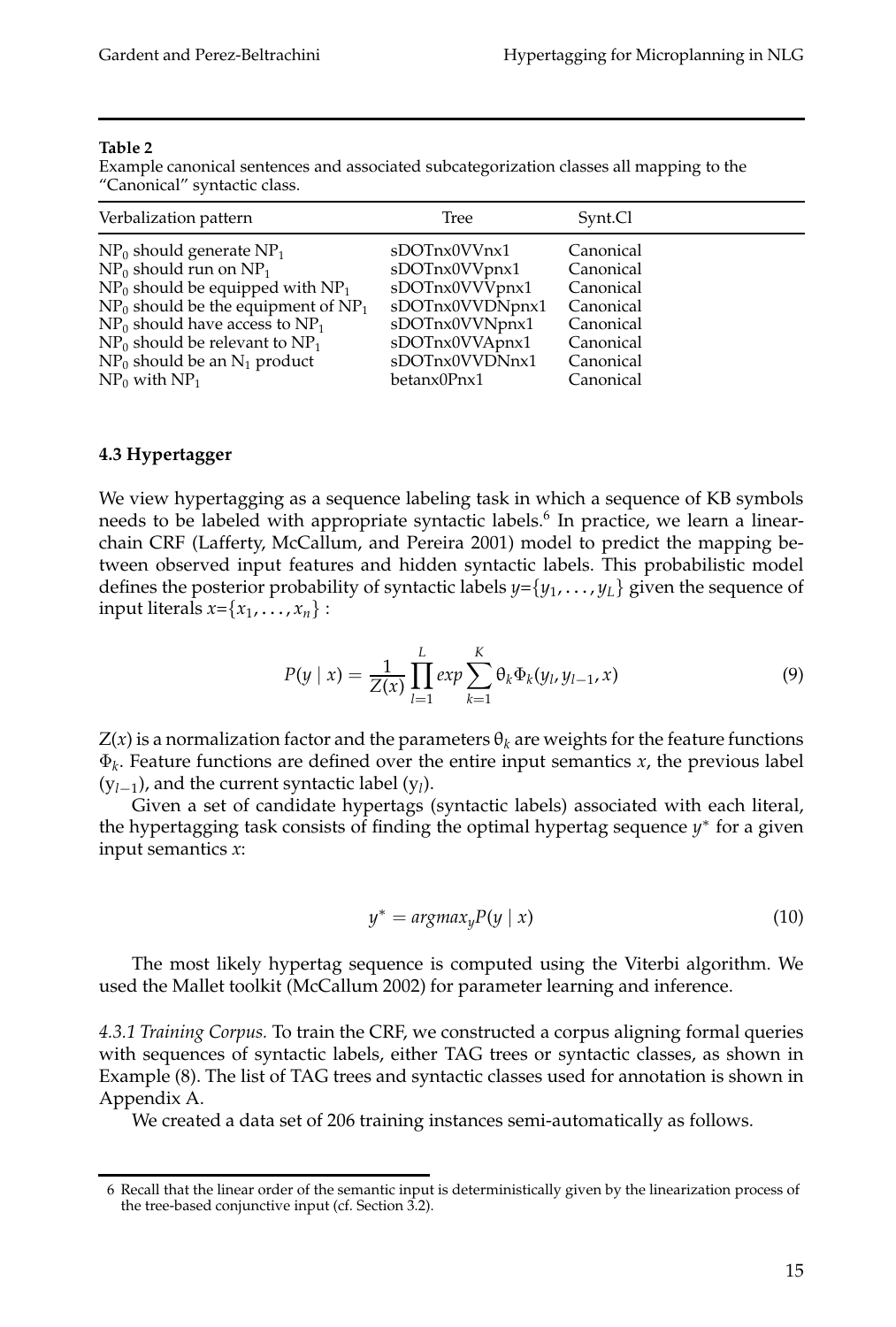**Table 2**
Example canonical sentences and associated subcategorization classes all mapping to the "Canonical" syntactic class.

| Verbalization pattern | Tree | Synt.Cl |
|---|---|---|
| $NP_0$ should generate $NP_1$ | sDOTnx0VVnx1 | Canonical |
| $NP_0$ should run on $NP_1$ | sDOTnx0VVpnx1 | Canonical |
| $NP_0$ should be equipped with $NP_1$ | sDOTnx0VVVpnx1 | Canonical |
| $NP_0$ should be the equipment of $NP_1$ | sDOTnx0VVDNpnx1 | Canonical |
| $NP_0$ should have access to $NP_1$ | sDOTnx0VVNpnx1 | Canonical |
| $NP_0$ should be relevant to $NP_1$ | sDOTnx0VVApnx1 | Canonical |
| $NP_0$ should be an $N_1$ product | sDOTnx0VVDNnx1 | Canonical |
| $NP_0$ with $NP_1$ | betanx0Pnx1 | Canonical |

### 4.3 Hypertagger

We view hypertagging as a sequence labeling task in which a sequence of KB symbols needs to be labeled with appropriate syntactic labels.[6] In practice, we learn a linear-chain CRF (Lafferty, McCallum, and Pereira 2001) model to predict the mapping between observed input features and hidden syntactic labels. This probabilistic model defines the posterior probability of syntactic labels $y=\{y_1, \ldots, y_L\}$ given the sequence of input literals $x=\{x_1, \ldots, x_n\}$ :

$$P(y \mid x) = \frac{1}{Z(x)} \prod_{l=1}^{L} exp \sum_{k=1}^{K} \theta_k \Phi_k(y_l, y_{l-1}, x) \tag{9}$$

$Z(x)$ is a normalization factor and the parameters $\theta_k$ are weights for the feature functions $\Phi_k$. Feature functions are defined over the entire input semantics $x$, the previous label ($y_{l-1}$), and the current syntactic label ($y_l$).

Given a set of candidate hypertags (syntactic labels) associated with each literal, the hypertagging task consists of finding the optimal hypertag sequence $y^*$ for a given input semantics $x$:

$$y^* = argmax_y P(y \mid x) \tag{10}$$

The most likely hypertag sequence is computed using the Viterbi algorithm. We used the Mallet toolkit (McCallum 2002) for parameter learning and inference.

*4.3.1 Training Corpus.* To train the CRF, we constructed a corpus aligning formal queries with sequences of syntactic labels, either TAG trees or syntactic classes, as shown in Example (8). The list of TAG trees and syntactic classes used for annotation is shown in Appendix A.

We created a data set of 206 training instances semi-automatically as follows.

6 Recall that the linear order of the semantic input is deterministically given by the linearization process of the tree-based conjunctive input (cf. Section 3.2).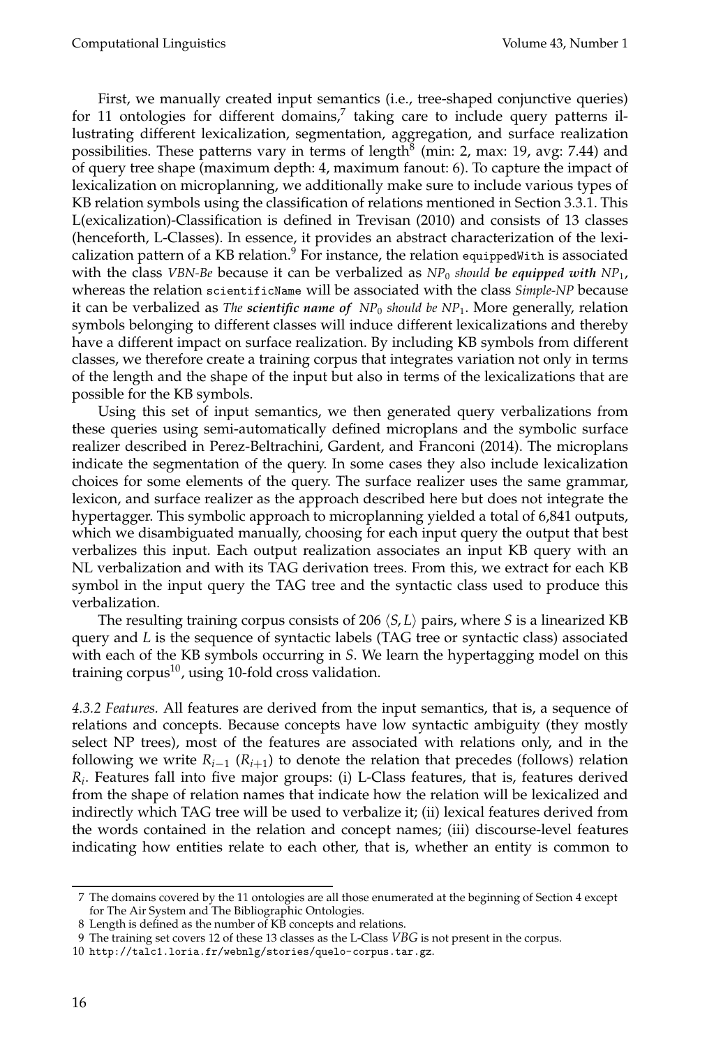First, we manually created input semantics (i.e., tree-shaped conjunctive queries) for 11 ontologies for different domains,[7] taking care to include query patterns illustrating different lexicalization, segmentation, aggregation, and surface realization possibilities. These patterns vary in terms of length[8] (min: 2, max: 19, avg: 7.44) and of query tree shape (maximum depth: 4, maximum fanout: 6). To capture the impact of lexicalization on microplanning, we additionally make sure to include various types of KB relation symbols using the classification of relations mentioned in Section 3.3.1. This L(exicalization)-Classification is defined in Trevisan (2010) and consists of 13 classes (henceforth, L-Classes). In essence, it provides an abstract characterization of the lexicalization pattern of a KB relation.[9] For instance, the relation `equippedWith` is associated with the class *VBN-Be* because it can be verbalized as *$NP_0$ should **be equipped with** $NP_1$*, whereas the relation `scientificName` will be associated with the class *Simple-NP* because it can be verbalized as *The **scientific name of** $NP_0$ should be $NP_1$*. More generally, relation symbols belonging to different classes will induce different lexicalizations and thereby have a different impact on surface realization. By including KB symbols from different classes, we therefore create a training corpus that integrates variation not only in terms of the length and the shape of the input but also in terms of the lexicalizations that are possible for the KB symbols.

Using this set of input semantics, we then generated query verbalizations from these queries using semi-automatically defined microplans and the symbolic surface realizer described in Perez-Beltrachini, Gardent, and Franconi (2014). The microplans indicate the segmentation of the query. In some cases they also include lexicalization choices for some elements of the query. The surface realizer uses the same grammar, lexicon, and surface realizer as the approach described here but does not integrate the hypertagger. This symbolic approach to microplanning yielded a total of 6,841 outputs, which we disambiguated manually, choosing for each input query the output that best verbalizes this input. Each output realization associates an input KB query with an NL verbalization and with its TAG derivation trees. From this, we extract for each KB symbol in the input query the TAG tree and the syntactic class used to produce this verbalization.

The resulting training corpus consists of 206 $\langle S, L \rangle$ pairs, where $S$ is a linearized KB query and $L$ is the sequence of syntactic labels (TAG tree or syntactic class) associated with each of the KB symbols occurring in $S$. We learn the hypertagging model on this training corpus[10], using 10-fold cross validation.

*4.3.2 Features.* All features are derived from the input semantics, that is, a sequence of relations and concepts. Because concepts have low syntactic ambiguity (they mostly select NP trees), most of the features are associated with relations only, and in the following we write $R_{i-1}$ ($R_{i+1}$) to denote the relation that precedes (follows) relation $R_i$. Features fall into five major groups: (i) L-Class features, that is, features derived from the shape of relation names that indicate how the relation will be lexicalized and indirectly which TAG tree will be used to verbalize it; (ii) lexical features derived from the words contained in the relation and concept names; (iii) discourse-level features indicating how entities relate to each other, that is, whether an entity is common to

---

[7] The domains covered by the 11 ontologies are all those enumerated at the beginning of Section 4 except for The Air System and The Bibliographic Ontologies.

[8] Length is defined as the number of KB concepts and relations.

[9] The training set covers 12 of these 13 classes as the L-Class *VBG* is not present in the corpus.

[10] http://talc1.loria.fr/webnlg/stories/quelo-corpus.tar.gz.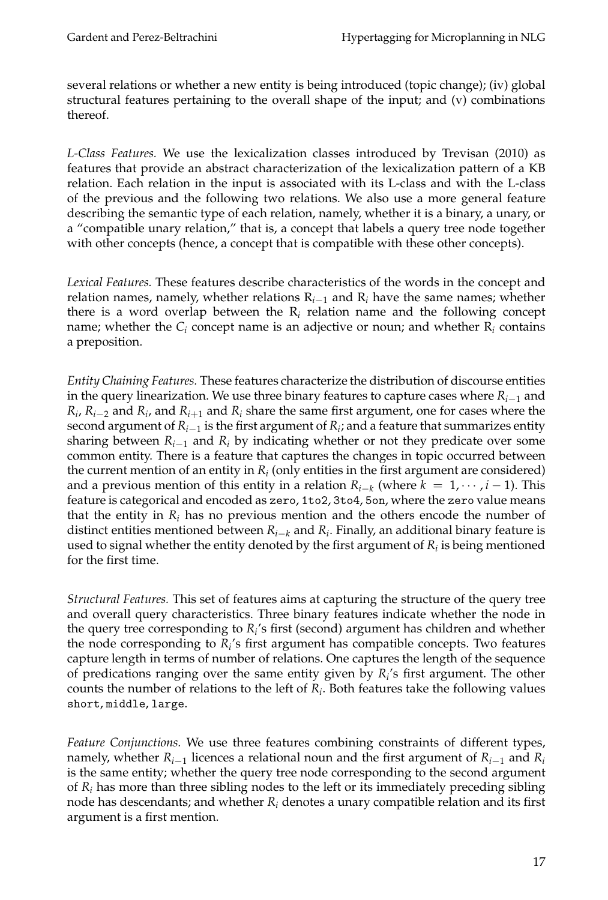several relations or whether a new entity is being introduced (topic change); (iv) global structural features pertaining to the overall shape of the input; and (v) combinations thereof.

*L-Class Features.* We use the lexicalization classes introduced by Trevisan (2010) as features that provide an abstract characterization of the lexicalization pattern of a KB relation. Each relation in the input is associated with its L-class and with the L-class of the previous and the following two relations. We also use a more general feature describing the semantic type of each relation, namely, whether it is a binary, a unary, or a "compatible unary relation," that is, a concept that labels a query tree node together with other concepts (hence, a concept that is compatible with these other concepts).

*Lexical Features.* These features describe characteristics of the words in the concept and relation names, namely, whether relations $R_{i-1}$ and $R_i$ have the same names; whether there is a word overlap between the $R_i$ relation name and the following concept name; whether the $C_i$ concept name is an adjective or noun; and whether $R_i$ contains a preposition.

*Entity Chaining Features.* These features characterize the distribution of discourse entities in the query linearization. We use three binary features to capture cases where $R_{i-1}$ and $R_i$, $R_{i-2}$ and $R_i$, and $R_{i+1}$ and $R_i$ share the same first argument, one for cases where the second argument of $R_{i-1}$ is the first argument of $R_i$; and a feature that summarizes entity sharing between $R_{i-1}$ and $R_i$ by indicating whether or not they predicate over some common entity. There is a feature that captures the changes in topic occurred between the current mention of an entity in $R_i$ (only entities in the first argument are considered) and a previous mention of this entity in a relation $R_{i-k}$ (where $k = 1, \cdots, i-1$). This feature is categorical and encoded as `zero`, `1to2`, `3to4`, `5on`, where the `zero` value means that the entity in $R_i$ has no previous mention and the others encode the number of distinct entities mentioned between $R_{i-k}$ and $R_i$. Finally, an additional binary feature is used to signal whether the entity denoted by the first argument of $R_i$ is being mentioned for the first time.

*Structural Features.* This set of features aims at capturing the structure of the query tree and overall query characteristics. Three binary features indicate whether the node in the query tree corresponding to $R_i$'s first (second) argument has children and whether the node corresponding to $R_i$'s first argument has compatible concepts. Two features capture length in terms of number of relations. One captures the length of the sequence of predications ranging over the same entity given by $R_i$'s first argument. The other counts the number of relations to the left of $R_i$. Both features take the following values `short`, `middle`, `large`.

*Feature Conjunctions.* We use three features combining constraints of different types, namely, whether $R_{i-1}$ licences a relational noun and the first argument of $R_{i-1}$ and $R_i$ is the same entity; whether the query tree node corresponding to the second argument of $R_i$ has more than three sibling nodes to the left or its immediately preceding sibling node has descendants; and whether $R_i$ denotes a unary compatible relation and its first argument is a first mention.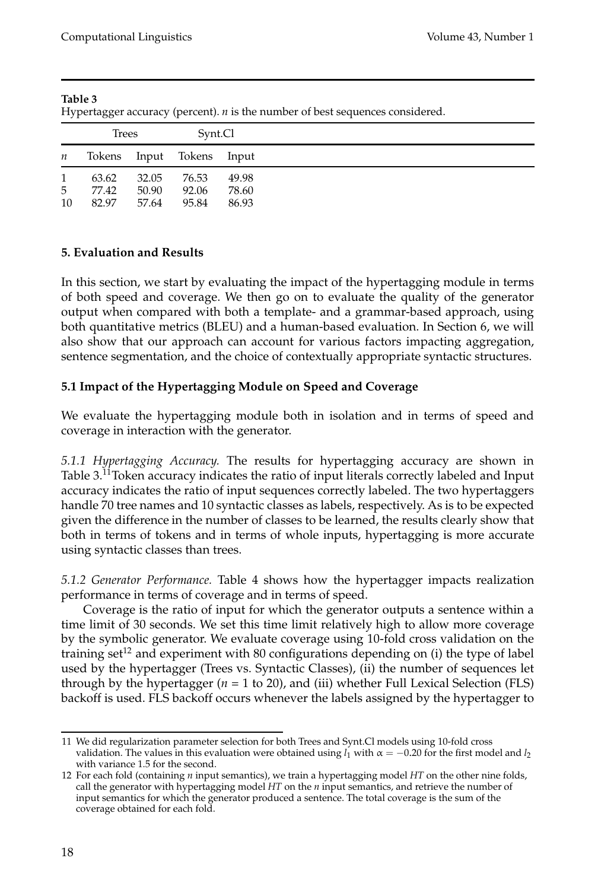**Table 3**
Hypertagger accuracy (percent). *n* is the number of best sequences considered.

| | Trees | | Synt.Cl | |
|---|---|---|---|---|
| *n* | Tokens | Input | Tokens | Input |
| 1 | 63.62 | 32.05 | 76.53 | 49.98 |
| 5 | 77.42 | 50.90 | 92.06 | 78.60 |
| 10 | 82.97 | 57.64 | 95.84 | 86.93 |

## 5. Evaluation and Results

In this section, we start by evaluating the impact of the hypertagging module in terms of both speed and coverage. We then go on to evaluate the quality of the generator output when compared with both a template- and a grammar-based approach, using both quantitative metrics (BLEU) and a human-based evaluation. In Section 6, we will also show that our approach can account for various factors impacting aggregation, sentence segmentation, and the choice of contextually appropriate syntactic structures.

### 5.1 Impact of the Hypertagging Module on Speed and Coverage

We evaluate the hypertagging module both in isolation and in terms of speed and coverage in interaction with the generator.

*5.1.1 Hypertagging Accuracy.* The results for hypertagging accuracy are shown in Table 3.[11] Token accuracy indicates the ratio of input literals correctly labeled and Input accuracy indicates the ratio of input sequences correctly labeled. The two hypertaggers handle 70 tree names and 10 syntactic classes as labels, respectively. As is to be expected given the difference in the number of classes to be learned, the results clearly show that both in terms of tokens and in terms of whole inputs, hypertagging is more accurate using syntactic classes than trees.

*5.1.2 Generator Performance.* Table 4 shows how the hypertagger impacts realization performance in terms of coverage and in terms of speed.

Coverage is the ratio of input for which the generator outputs a sentence within a time limit of 30 seconds. We set this time limit relatively high to allow more coverage by the symbolic generator. We evaluate coverage using 10-fold cross validation on the training set[12] and experiment with 80 configurations depending on (i) the type of label used by the hypertagger (Trees vs. Syntactic Classes), (ii) the number of sequences let through by the hypertagger ($n$ = 1 to 20), and (iii) whether Full Lexical Selection (FLS) backoff is used. FLS backoff occurs whenever the labels assigned by the hypertagger to

---

11 We did regularization parameter selection for both Trees and Synt.Cl models using 10-fold cross validation. The values in this evaluation were obtained using $l_1$ with $\alpha = -0.20$ for the first model and $l_2$ with variance 1.5 for the second.

12 For each fold (containing *n* input semantics), we train a hypertagging model *HT* on the other nine folds, call the generator with hypertagging model *HT* on the *n* input semantics, and retrieve the number of input semantics for which the generator produced a sentence. The total coverage is the sum of the coverage obtained for each fold.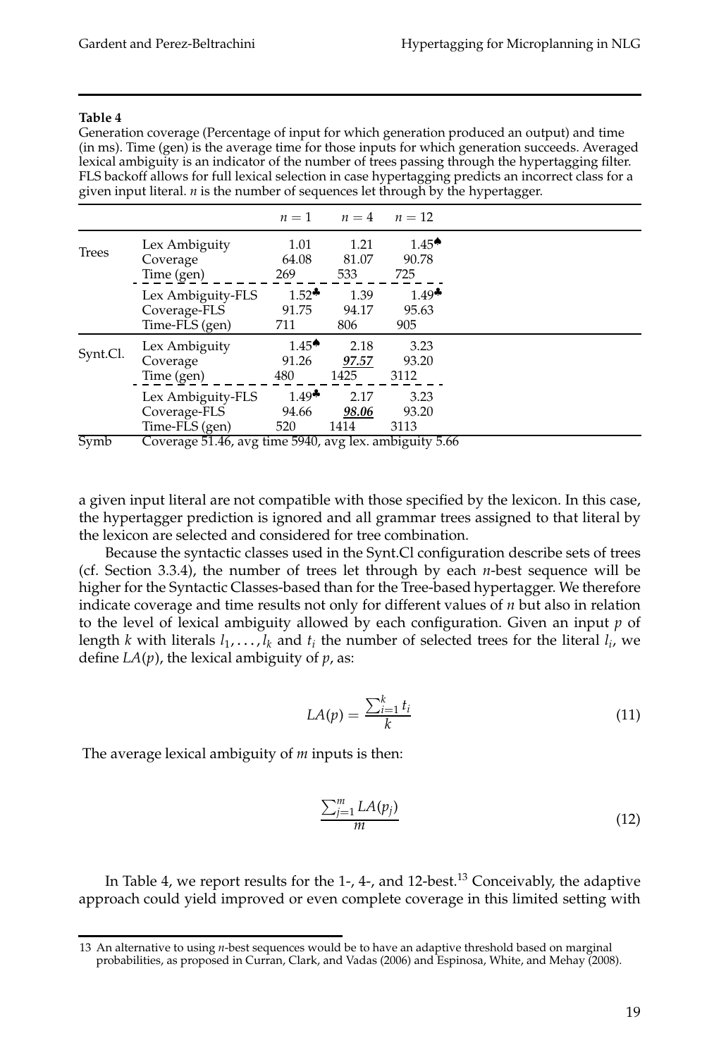**Table 4**
Generation coverage (Percentage of input for which generation produced an output) and time (in ms). Time (gen) is the average time for those inputs for which generation succeeds. Averaged lexical ambiguity is an indicator of the number of trees passing through the hypertagging filter. FLS backoff allows for full lexical selection in case hypertagging predicts an incorrect class for a given input literal. $n$ is the number of sequences let through by the hypertagger.

| | | $n=1$ | $n=4$ | $n=12$ |
|---|---|---|---|---|
| Trees | Lex Ambiguity | 1.01 | 1.21 | 1.45♠ |
| | Coverage | 64.08 | 81.07 | 90.78 |
| | Time (gen) | 269 | 533 | 725 |
| | Lex Ambiguity-FLS | 1.52♣ | 1.39 | 1.49♣ |
| | Coverage-FLS | 91.75 | 94.17 | 95.63 |
| | Time-FLS (gen) | 711 | 806 | 905 |
| Synt.Cl. | Lex Ambiguity | 1.45♠ | 2.18 | 3.23 |
| | Coverage | 91.26 | ***97.57*** | 93.20 |
| | Time (gen) | 480 | 1425 | 3112 |
| | Lex Ambiguity-FLS | 1.49♣ | 2.17 | 3.23 |
| | Coverage-FLS | 94.66 | ***98.06*** | 93.20 |
| | Time-FLS (gen) | 520 | 1414 | 3113 |
| Symb | Coverage 51.46, avg time 5940, avg lex. ambiguity 5.66 | | | |

a given input literal are not compatible with those specified by the lexicon. In this case, the hypertagger prediction is ignored and all grammar trees assigned to that literal by the lexicon are selected and considered for tree combination.

Because the syntactic classes used in the Synt.Cl configuration describe sets of trees (cf. Section 3.3.4), the number of trees let through by each $n$-best sequence will be higher for the Syntactic Classes-based than for the Tree-based hypertagger. We therefore indicate coverage and time results not only for different values of $n$ but also in relation to the level of lexical ambiguity allowed by each configuration. Given an input $p$ of length $k$ with literals $l_1, \ldots, l_k$ and $t_i$ the number of selected trees for the literal $l_i$, we define $LA(p)$, the lexical ambiguity of $p$, as:

$$LA(p) = \frac{\sum_{i=1}^{k} t_i}{k} \tag{11}$$

The average lexical ambiguity of $m$ inputs is then:

$$\frac{\sum_{j=1}^{m} LA(p_j)}{m} \tag{12}$$

In Table 4, we report results for the 1-, 4-, and 12-best.[13] Conceivably, the adaptive approach could yield improved or even complete coverage in this limited setting with

---

13 An alternative to using $n$-best sequences would be to have an adaptive threshold based on marginal probabilities, as proposed in Curran, Clark, and Vadas (2006) and Espinosa, White, and Mehay (2008).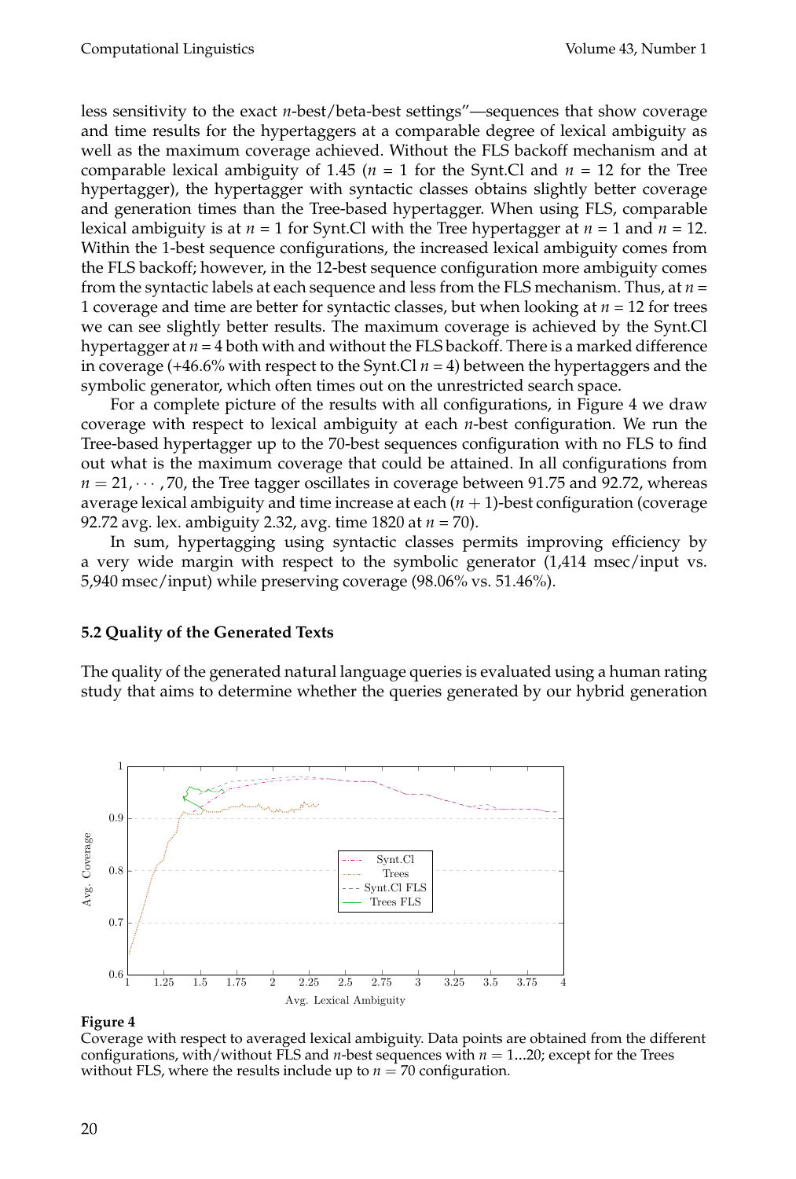less sensitivity to the exact *n*-best/beta-best settings"—sequences that show coverage and time results for the hypertaggers at a comparable degree of lexical ambiguity as well as the maximum coverage achieved. Without the FLS backoff mechanism and at comparable lexical ambiguity of 1.45 ($n$ = 1 for the Synt.Cl and $n$ = 12 for the Tree hypertagger), the hypertagger with syntactic classes obtains slightly better coverage and generation times than the Tree-based hypertagger. When using FLS, comparable lexical ambiguity is at $n$ = 1 for Synt.Cl with the Tree hypertagger at $n$ = 1 and $n$ = 12. Within the 1-best sequence configurations, the increased lexical ambiguity comes from the FLS backoff; however, in the 12-best sequence configuration more ambiguity comes from the syntactic labels at each sequence and less from the FLS mechanism. Thus, at $n$ = 1 coverage and time are better for syntactic classes, but when looking at $n$ = 12 for trees we can see slightly better results. The maximum coverage is achieved by the Synt.Cl hypertagger at $n$ = 4 both with and without the FLS backoff. There is a marked difference in coverage (+46.6% with respect to the Synt.Cl $n$ = 4) between the hypertaggers and the symbolic generator, which often times out on the unrestricted search space.

For a complete picture of the results with all configurations, in Figure 4 we draw coverage with respect to lexical ambiguity at each $n$-best configuration. We run the Tree-based hypertagger up to the 70-best sequences configuration with no FLS to find out what is the maximum coverage that could be attained. In all configurations from $n = 21, \cdots, 70$, the Tree tagger oscillates in coverage between 91.75 and 92.72, whereas average lexical ambiguity and time increase at each $(n + 1)$-best configuration (coverage 92.72 avg. lex. ambiguity 2.32, avg. time 1820 at $n$ = 70).

In sum, hypertagging using syntactic classes permits improving efficiency by a very wide margin with respect to the symbolic generator (1,414 msec/input vs. 5,940 msec/input) while preserving coverage (98.06% vs. 51.46%).

### 5.2 Quality of the Generated Texts

The quality of the generated natural language queries is evaluated using a human rating study that aims to determine whether the queries generated by our hybrid generation

**Figure 4**
Coverage with respect to averaged lexical ambiguity. Data points are obtained from the different configurations, with/without FLS and $n$-best sequences with $n$ = 1...20; except for the Trees without FLS, where the results include up to $n = 70$ configuration.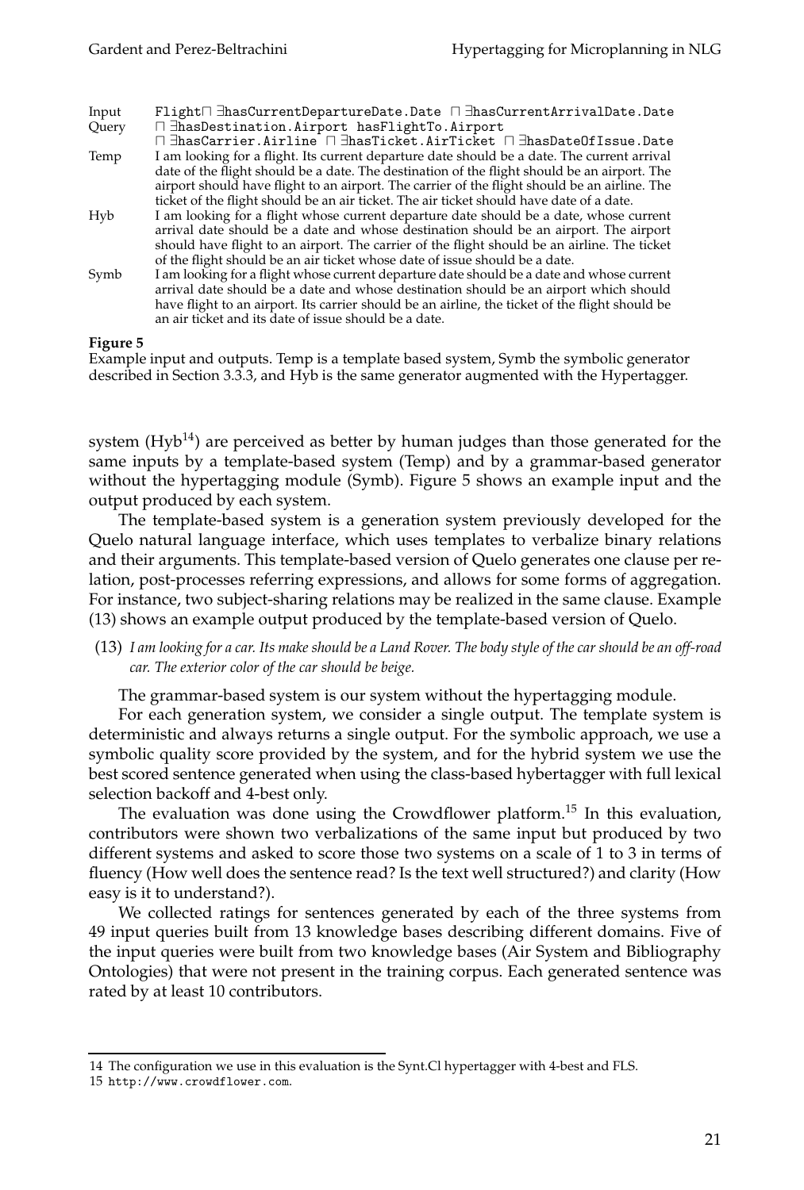| | |
|---|---|
| Input Query | `Flight⊓ ∃hasCurrentDepartureDate.Date ⊓ ∃hasCurrentArrivalDate.Date ⊓ ∃hasDestination.Airport hasFlightTo.Airport ⊓ ∃hasCarrier.Airline ⊓ ∃hasTicket.AirTicket ⊓ ∃hasDateOfIssue.Date` |
| Temp | I am looking for a flight. Its current departure date should be a date. The current arrival date of the flight should be a date. The destination of the flight should be an airport. The airport should have flight to an airport. The carrier of the flight should be an airline. The ticket of the flight should be an air ticket. The air ticket should have date of a date. |
| Hyb | I am looking for a flight whose current departure date should be a date, whose current arrival date should be a date and whose destination should be an airport. The airport should have flight to an airport. The carrier of the flight should be an airline. The ticket of the flight should be an air ticket whose date of issue should be a date. |
| Symb | I am looking for a flight whose current departure date should be a date and whose current arrival date should be a date and whose destination should be an airport which should have flight to an airport. Its carrier should be an airline, the ticket of the flight should be an air ticket and its date of issue should be a date. |

**Figure 5**
Example input and outputs. Temp is a template based system, Symb the symbolic generator described in Section 3.3.3, and Hyb is the same generator augmented with the Hypertagger.

system (Hyb[14]) are perceived as better by human judges than those generated for the same inputs by a template-based system (Temp) and by a grammar-based generator without the hypertagging module (Symb). Figure 5 shows an example input and the output produced by each system.

The template-based system is a generation system previously developed for the Quelo natural language interface, which uses templates to verbalize binary relations and their arguments. This template-based version of Quelo generates one clause per relation, post-processes referring expressions, and allows for some forms of aggregation. For instance, two subject-sharing relations may be realized in the same clause. Example (13) shows an example output produced by the template-based version of Quelo.

(13) *I am looking for a car. Its make should be a Land Rover. The body style of the car should be an off-road car. The exterior color of the car should be beige.*

The grammar-based system is our system without the hypertagging module.

For each generation system, we consider a single output. The template system is deterministic and always returns a single output. For the symbolic approach, we use a symbolic quality score provided by the system, and for the hybrid system we use the best scored sentence generated when using the class-based hybertagger with full lexical selection backoff and 4-best only.

The evaluation was done using the Crowdflower platform.[15] In this evaluation, contributors were shown two verbalizations of the same input but produced by two different systems and asked to score those two systems on a scale of 1 to 3 in terms of fluency (How well does the sentence read? Is the text well structured?) and clarity (How easy is it to understand?).

We collected ratings for sentences generated by each of the three systems from 49 input queries built from 13 knowledge bases describing different domains. Five of the input queries were built from two knowledge bases (Air System and Bibliography Ontologies) that were not present in the training corpus. Each generated sentence was rated by at least 10 contributors.

---

14 The configuration we use in this evaluation is the Synt.Cl hypertagger with 4-best and FLS.

15 `http://www.crowdflower.com`.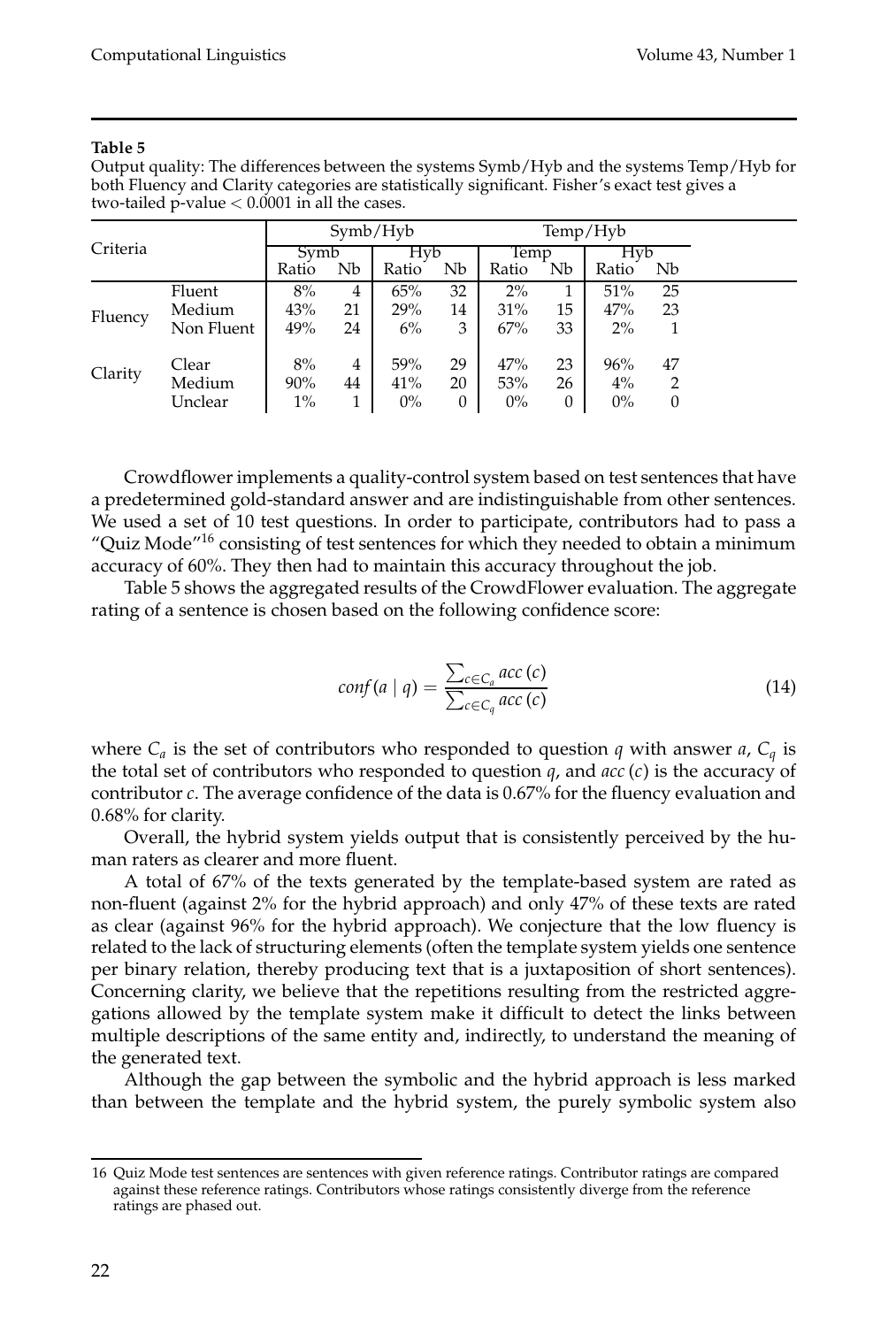**Table 5**

Output quality: The differences between the systems Symb/Hyb and the systems Temp/Hyb for both Fluency and Clarity categories are statistically significant. Fisher's exact test gives a two-tailed p-value $< 0.0001$ in all the cases.

| Criteria | | Symb/Hyb | | | | Temp/Hyb | | | |
|---|---|---|---|---|---|---|---|---|---|
| | | Symb | | Hyb | | Temp | | Hyb | |
| | | Ratio | Nb | Ratio | Nb | Ratio | Nb | Ratio | Nb |
| Fluency | Fluent | 8% | 4 | 65% | 32 | 2% | 1 | 51% | 25 |
| | Medium | 43% | 21 | 29% | 14 | 31% | 15 | 47% | 23 |
| | Non Fluent | 49% | 24 | 6% | 3 | 67% | 33 | 2% | 1 |
| Clarity | Clear | 8% | 4 | 59% | 29 | 47% | 23 | 96% | 47 |
| | Medium | 90% | 44 | 41% | 20 | 53% | 26 | 4% | 2 |
| | Unclear | 1% | 1 | 0% | 0 | 0% | 0 | 0% | 0 |

Crowdflower implements a quality-control system based on test sentences that have a predetermined gold-standard answer and are indistinguishable from other sentences. We used a set of 10 test questions. In order to participate, contributors had to pass a "Quiz Mode"[16] consisting of test sentences for which they needed to obtain a minimum accuracy of 60%. They then had to maintain this accuracy throughout the job.

Table 5 shows the aggregated results of the CrowdFlower evaluation. The aggregate rating of a sentence is chosen based on the following confidence score:

$$conf(a \mid q) = \frac{\sum_{c \in C_a} acc(c)}{\sum_{c \in C_q} acc(c)} \tag{14}$$

where $C_a$ is the set of contributors who responded to question $q$ with answer $a$, $C_q$ is the total set of contributors who responded to question $q$, and $acc(c)$ is the accuracy of contributor $c$. The average confidence of the data is 0.67% for the fluency evaluation and 0.68% for clarity.

Overall, the hybrid system yields output that is consistently perceived by the human raters as clearer and more fluent.

A total of 67% of the texts generated by the template-based system are rated as non-fluent (against 2% for the hybrid approach) and only 47% of these texts are rated as clear (against 96% for the hybrid approach). We conjecture that the low fluency is related to the lack of structuring elements (often the template system yields one sentence per binary relation, thereby producing text that is a juxtaposition of short sentences). Concerning clarity, we believe that the repetitions resulting from the restricted aggregations allowed by the template system make it difficult to detect the links between multiple descriptions of the same entity and, indirectly, to understand the meaning of the generated text.

Although the gap between the symbolic and the hybrid approach is less marked than between the template and the hybrid system, the purely symbolic system also

---

16 Quiz Mode test sentences are sentences with given reference ratings. Contributor ratings are compared against these reference ratings. Contributors whose ratings consistently diverge from the reference ratings are phased out.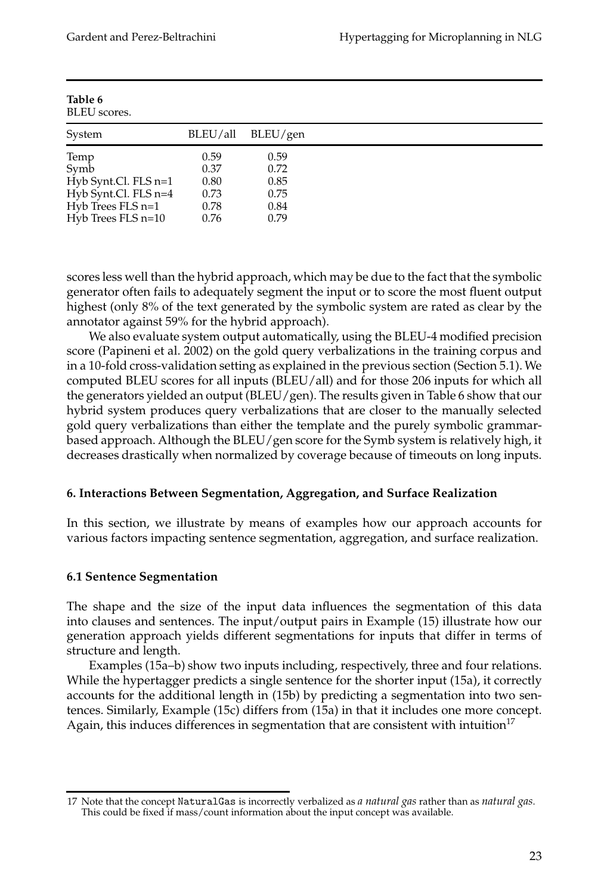**Table 6**
BLEU scores.

| System | BLEU/all | BLEU/gen |
|---|---|---|
| Temp | 0.59 | 0.59 |
| Symb | 0.37 | 0.72 |
| Hyb Synt.Cl. FLS n=1 | 0.80 | 0.85 |
| Hyb Synt.Cl. FLS n=4 | 0.73 | 0.75 |
| Hyb Trees FLS n=1 | 0.78 | 0.84 |
| Hyb Trees FLS n=10 | 0.76 | 0.79 |

scores less well than the hybrid approach, which may be due to the fact that the symbolic generator often fails to adequately segment the input or to score the most fluent output highest (only 8% of the text generated by the symbolic system are rated as clear by the annotator against 59% for the hybrid approach).

We also evaluate system output automatically, using the BLEU-4 modified precision score (Papineni et al. 2002) on the gold query verbalizations in the training corpus and in a 10-fold cross-validation setting as explained in the previous section (Section 5.1). We computed BLEU scores for all inputs (BLEU/all) and for those 206 inputs for which all the generators yielded an output (BLEU/gen). The results given in Table 6 show that our hybrid system produces query verbalizations that are closer to the manually selected gold query verbalizations than either the template and the purely symbolic grammar-based approach. Although the BLEU/gen score for the Symb system is relatively high, it decreases drastically when normalized by coverage because of timeouts on long inputs.

## 6. Interactions Between Segmentation, Aggregation, and Surface Realization

In this section, we illustrate by means of examples how our approach accounts for various factors impacting sentence segmentation, aggregation, and surface realization.

### 6.1 Sentence Segmentation

The shape and the size of the input data influences the segmentation of this data into clauses and sentences. The input/output pairs in Example (15) illustrate how our generation approach yields different segmentations for inputs that differ in terms of structure and length.

Examples (15a–b) show two inputs including, respectively, three and four relations. While the hypertagger predicts a single sentence for the shorter input (15a), it correctly accounts for the additional length in (15b) by predicting a segmentation into two sentences. Similarly, Example (15c) differs from (15a) in that it includes one more concept. Again, this induces differences in segmentation that are consistent with intuition[17]

---

17 Note that the concept `NaturalGas` is incorrectly verbalized as *a natural gas* rather than as *natural gas*. This could be fixed if mass/count information about the input concept was available.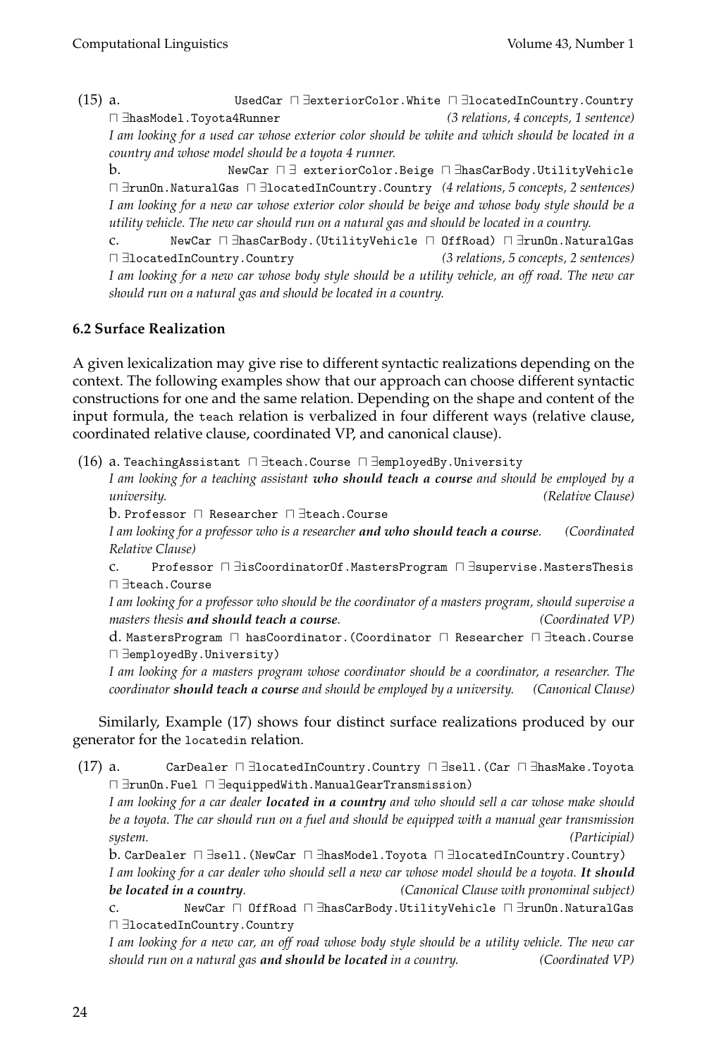(15) a. `UsedCar` ⊓ ∃`exteriorColor.White` ⊓ ∃`locatedInCountry.Country` ⊓ ∃`hasModel.Toyota4Runner` *(3 relations, 4 concepts, 1 sentence)*
*I am looking for a used car whose exterior color should be white and which should be located in a country and whose model should be a toyota 4 runner.*

b. `NewCar` ⊓ ∃ `exteriorColor.Beige` ⊓ ∃`hasCarBody.UtilityVehicle` ⊓ ∃`runOn.NaturalGas` ⊓ ∃`locatedInCountry.Country` *(4 relations, 5 concepts, 2 sentences)*
*I am looking for a new car whose exterior color should be beige and whose body style should be a utility vehicle. The new car should run on a natural gas and should be located in a country.*

c. `NewCar` ⊓ ∃`hasCarBody.(UtilityVehicle` ⊓ `OffRoad)` ⊓ ∃`runOn.NaturalGas` ⊓ ∃`locatedInCountry.Country` *(3 relations, 5 concepts, 2 sentences)*
*I am looking for a new car whose body style should be a utility vehicle, an off road. The new car should run on a natural gas and should be located in a country.*

### 6.2 Surface Realization

A given lexicalization may give rise to different syntactic realizations depending on the context. The following examples show that our approach can choose different syntactic constructions for one and the same relation. Depending on the shape and content of the input formula, the `teach` relation is verbalized in four different ways (relative clause, coordinated relative clause, coordinated VP, and canonical clause).

(16) a. `TeachingAssistant` ⊓ ∃`teach.Course` ⊓ ∃`employedBy.University`
*I am looking for a teaching assistant **who should teach a course** and should be employed by a university.* *(Relative Clause)*

b. `Professor` ⊓ `Researcher` ⊓ ∃`teach.Course`
*I am looking for a professor who is a researcher **and who should teach a course**.* *(Coordinated Relative Clause)*

c. `Professor` ⊓ ∃`isCoordinatorOf.MastersProgram` ⊓ ∃`supervise.MastersThesis` ⊓ ∃`teach.Course`
*I am looking for a professor who should be the coordinator of a masters program, should supervise a masters thesis **and should teach a course**.* *(Coordinated VP)*

d. `MastersProgram` ⊓ `hasCoordinator.(Coordinator` ⊓ `Researcher` ⊓ ∃`teach.Course` ⊓ ∃`employedBy.University)`
*I am looking for a masters program whose coordinator should be a coordinator, a researcher. The coordinator **should teach a course** and should be employed by a university.* *(Canonical Clause)*

Similarly, Example (17) shows four distinct surface realizations produced by our generator for the `locatedin` relation.

(17) a. `CarDealer` ⊓ ∃`locatedInCountry.Country` ⊓ ∃`sell.(Car` ⊓ ∃`hasMake.Toyota` ⊓ ∃`runOn.Fuel` ⊓ ∃`equippedWith.ManualGearTransmission)`
*I am looking for a car dealer **located in a country** and who should sell a car whose make should be a toyota. The car should run on a fuel and should be equipped with a manual gear transmission system.* *(Participial)*

b. `CarDealer` ⊓ ∃`sell.(NewCar` ⊓ ∃`hasModel.Toyota` ⊓ ∃`locatedInCountry.Country)`
*I am looking for a car dealer who should sell a new car whose model should be a toyota. **It should be located in a country**.* *(Canonical Clause with pronominal subject)*

c. `NewCar` ⊓ `OffRoad` ⊓ ∃`hasCarBody.UtilityVehicle` ⊓ ∃`runOn.NaturalGas` ⊓ ∃`locatedInCountry.Country`
*I am looking for a new car, an off road whose body style should be a utility vehicle. The new car should run on a natural gas **and should be located** in a country.* *(Coordinated VP)*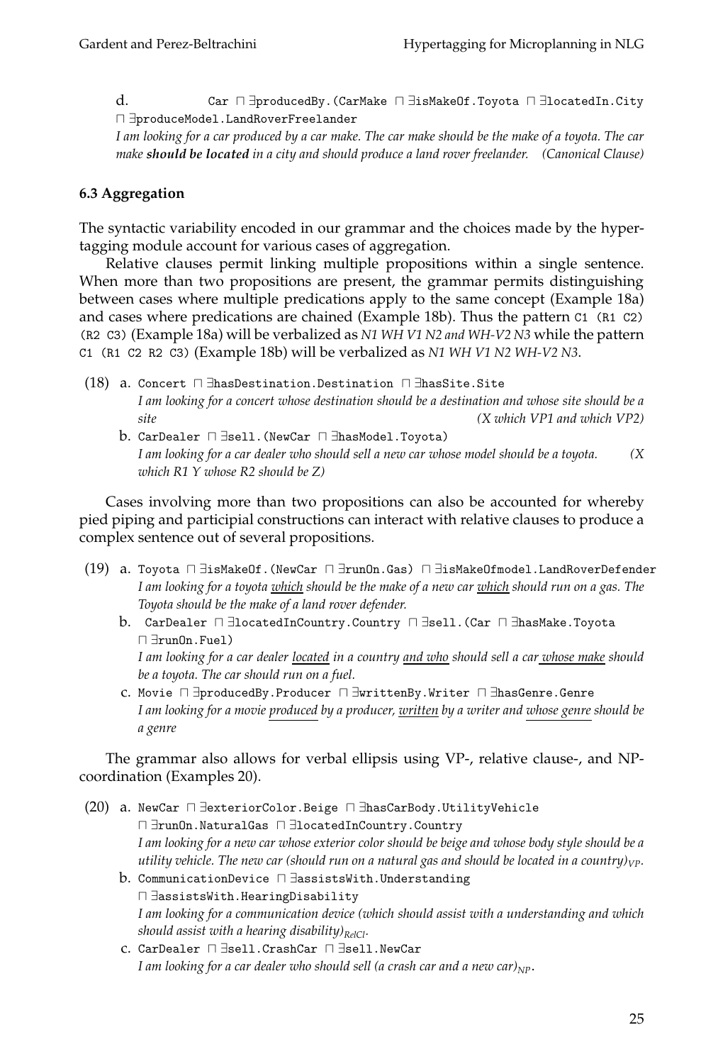d. `Car ⊓ ∃producedBy.(CarMake ⊓ ∃isMakeOf.Toyota ⊓ ∃locatedIn.City ⊓ ∃produceModel.LandRoverFreelander`
*I am looking for a car produced by a car make. The car make should be the make of a toyota. The car make* ***should be located*** *in a city and should produce a land rover freelander.* *(Canonical Clause)*

### 6.3 Aggregation

The syntactic variability encoded in our grammar and the choices made by the hypertagging module account for various cases of aggregation.

Relative clauses permit linking multiple propositions within a single sentence. When more than two propositions are present, the grammar permits distinguishing between cases where multiple predications apply to the same concept (Example 18a) and cases where predications are chained (Example 18b). Thus the pattern `C1 (R1 C2) (R2 C3)` (Example 18a) will be verbalized as *N1 WH V1 N2 and WH-V2 N3* while the pattern `C1 (R1 C2 R2 C3)` (Example 18b) will be verbalized as *N1 WH V1 N2 WH-V2 N3*.

(18) a. `Concert ⊓ ∃hasDestination.Destination ⊓ ∃hasSite.Site`
*I am looking for a concert whose destination should be a destination and whose site should be a site* *(X which VP1 and which VP2)*

b. `CarDealer ⊓ ∃sell.(NewCar ⊓ ∃hasModel.Toyota)`
*I am looking for a car dealer who should sell a new car whose model should be a toyota.* *(X which R1 Y whose R2 should be Z)*

Cases involving more than two propositions can also be accounted for whereby pied piping and participial constructions can interact with relative clauses to produce a complex sentence out of several propositions.

(19) a. `Toyota ⊓ ∃isMakeOf.(NewCar ⊓ ∃runOn.Gas) ⊓ ∃isMakeOfmodel.LandRoverDefender`
*I am looking for a toyota which should be the make of a new car which should run on a gas. The Toyota should be the make of a land rover defender.*

b. `CarDealer ⊓ ∃locatedInCountry.Country ⊓ ∃sell.(Car ⊓ ∃hasMake.Toyota ⊓ ∃runOn.Fuel)`
*I am looking for a car dealer located in a country and who should sell a car whose make should be a toyota. The car should run on a fuel.*

c. `Movie ⊓ ∃producedBy.Producer ⊓ ∃writtenBy.Writer ⊓ ∃hasGenre.Genre`
*I am looking for a movie produced by a producer, written by a writer and whose genre should be a genre*

The grammar also allows for verbal ellipsis using VP-, relative clause-, and NP-coordination (Examples 20).

(20) a. `NewCar ⊓ ∃exteriorColor.Beige ⊓ ∃hasCarBody.UtilityVehicle ⊓ ∃runOn.NaturalGas ⊓ ∃locatedInCountry.Country`
*I am looking for a new car whose exterior color should be beige and whose body style should be a utility vehicle. The new car (should run on a natural gas and should be located in a country)*$_{VP}$.

b. `CommunicationDevice ⊓ ∃assistsWith.Understanding ⊓ ∃assistsWith.HearingDisability`
*I am looking for a communication device (which should assist with a understanding and which should assist with a hearing disability)*$_{RelCl}$.

c. `CarDealer ⊓ ∃sell.CrashCar ⊓ ∃sell.NewCar`
*I am looking for a car dealer who should sell (a crash car and a new car)*$_{NP}$.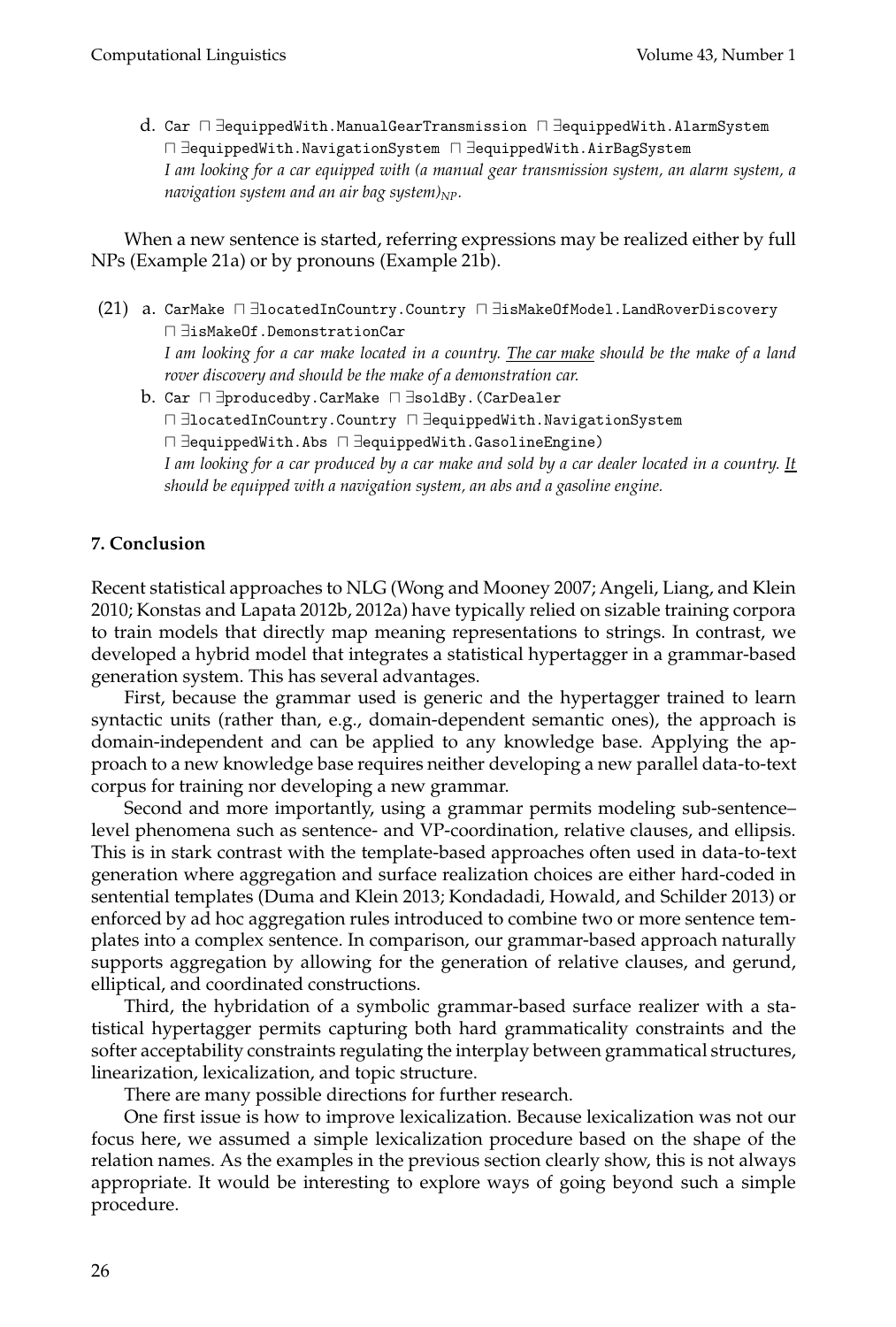d. `Car ⊓ ∃equippedWith.ManualGearTransmission ⊓ ∃equippedWith.AlarmSystem ⊓ ∃equippedWith.NavigationSystem ⊓ ∃equippedWith.AirBagSystem`
*I am looking for a car equipped with (a manual gear transmission system, an alarm system, a navigation system and an air bag system)$_{NP}$.*

When a new sentence is started, referring expressions may be realized either by full NPs (Example 21a) or by pronouns (Example 21b).

(21) a. `CarMake ⊓ ∃locatedInCountry.Country ⊓ ∃isMakeOfModel.LandRoverDiscovery ⊓ ∃isMakeOf.DemonstrationCar`
*I am looking for a car make located in a country. <u>The car make</u> should be the make of a land rover discovery and should be the make of a demonstration car.*

b. `Car ⊓ ∃producedby.CarMake ⊓ ∃soldBy.(CarDealer ⊓ ∃locatedInCountry.Country ⊓ ∃equippedWith.NavigationSystem ⊓ ∃equippedWith.Abs ⊓ ∃equippedWith.GasolineEngine)`
*I am looking for a car produced by a car make and sold by a car dealer located in a country. <u>It</u> should be equipped with a navigation system, an abs and a gasoline engine.*

## 7. Conclusion

Recent statistical approaches to NLG (Wong and Mooney 2007; Angeli, Liang, and Klein 2010; Konstas and Lapata 2012b, 2012a) have typically relied on sizable training corpora to train models that directly map meaning representations to strings. In contrast, we developed a hybrid model that integrates a statistical hypertagger in a grammar-based generation system. This has several advantages.

First, because the grammar used is generic and the hypertagger trained to learn syntactic units (rather than, e.g., domain-dependent semantic ones), the approach is domain-independent and can be applied to any knowledge base. Applying the approach to a new knowledge base requires neither developing a new parallel data-to-text corpus for training nor developing a new grammar.

Second and more importantly, using a grammar permits modeling sub-sentence–level phenomena such as sentence- and VP-coordination, relative clauses, and ellipsis. This is in stark contrast with the template-based approaches often used in data-to-text generation where aggregation and surface realization choices are either hard-coded in sentential templates (Duma and Klein 2013; Kondadadi, Howald, and Schilder 2013) or enforced by ad hoc aggregation rules introduced to combine two or more sentence templates into a complex sentence. In comparison, our grammar-based approach naturally supports aggregation by allowing for the generation of relative clauses, and gerund, elliptical, and coordinated constructions.

Third, the hybridation of a symbolic grammar-based surface realizer with a statistical hypertagger permits capturing both hard grammaticality constraints and the softer acceptability constraints regulating the interplay between grammatical structures, linearization, lexicalization, and topic structure.

There are many possible directions for further research.

One first issue is how to improve lexicalization. Because lexicalization was not our focus here, we assumed a simple lexicalization procedure based on the shape of the relation names. As the examples in the previous section clearly show, this is not always appropriate. It would be interesting to explore ways of going beyond such a simple procedure.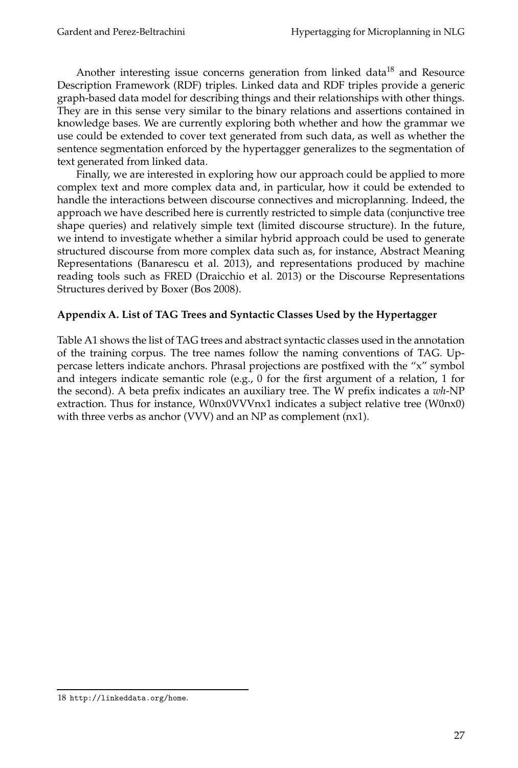Another interesting issue concerns generation from linked data[18] and Resource Description Framework (RDF) triples. Linked data and RDF triples provide a generic graph-based data model for describing things and their relationships with other things. They are in this sense very similar to the binary relations and assertions contained in knowledge bases. We are currently exploring both whether and how the grammar we use could be extended to cover text generated from such data, as well as whether the sentence segmentation enforced by the hypertagger generalizes to the segmentation of text generated from linked data.

Finally, we are interested in exploring how our approach could be applied to more complex text and more complex data and, in particular, how it could be extended to handle the interactions between discourse connectives and microplanning. Indeed, the approach we have described here is currently restricted to simple data (conjunctive tree shape queries) and relatively simple text (limited discourse structure). In the future, we intend to investigate whether a similar hybrid approach could be used to generate structured discourse from more complex data such as, for instance, Abstract Meaning Representations (Banarescu et al. 2013), and representations produced by machine reading tools such as FRED (Draicchio et al. 2013) or the Discourse Representations Structures derived by Boxer (Bos 2008).

## Appendix A. List of TAG Trees and Syntactic Classes Used by the Hypertagger

Table A1 shows the list of TAG trees and abstract syntactic classes used in the annotation of the training corpus. The tree names follow the naming conventions of TAG. Uppercase letters indicate anchors. Phrasal projections are postfixed with the "x" symbol and integers indicate semantic role (e.g., 0 for the first argument of a relation, 1 for the second). A beta prefix indicates an auxiliary tree. The W prefix indicates a *wh*-NP extraction. Thus for instance, W0nx0VVVnx1 indicates a subject relative tree (W0nx0) with three verbs as anchor (VVV) and an NP as complement (nx1).

18 http://linkeddata.org/home.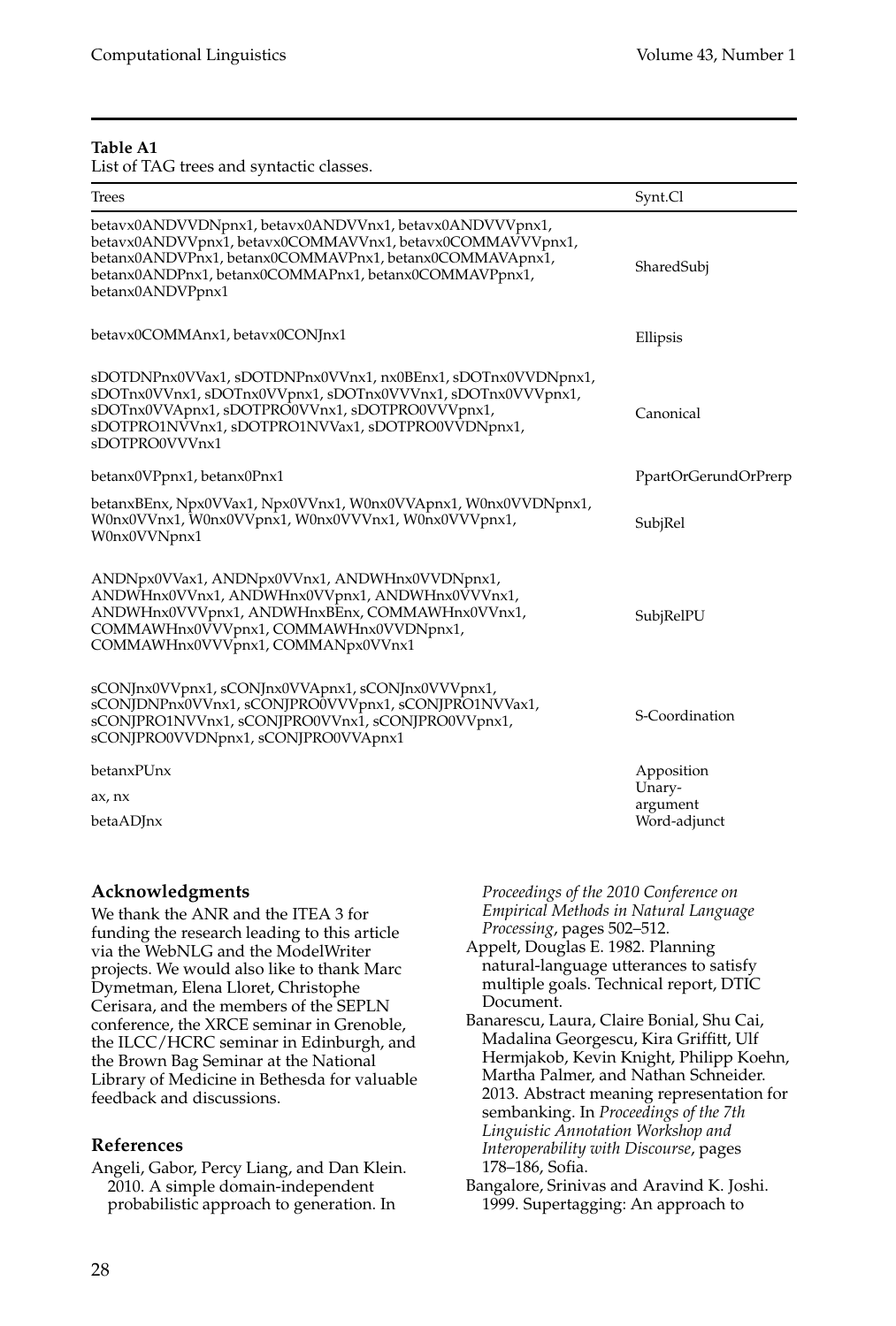**Table A1**
List of TAG trees and syntactic classes.

| Trees | Synt.Cl |
|---|---|
| betavx0ANDVVDNpnx1, betavx0ANDVVnx1, betavx0ANDVVVpnx1, betavx0ANDVVpnx1, betavx0COMMAVVnx1, betavx0COMMAVVVpnx1, betanx0ANDVPnx1, betanx0COMMAVPnx1, betanx0COMMAVApnx1, betanx0ANDPnx1, betanx0COMMAPnx1, betanx0COMMAVPpnx1, betanx0ANDVPpnx1 | SharedSubj |
| betavx0COMMAnx1, betavx0CONJnx1 | Ellipsis |
| sDOTDNPnx0VVax1, sDOTDNPnx0VVnx1, nx0BEnx1, sDOTnx0VVDNpnx1, sDOTnx0VVnx1, sDOTnx0VVpnx1, sDOTnx0VVVnx1, sDOTnx0VVVpnx1, sDOTnx0VVApnx1, sDOTPRO0VVnx1, sDOTPRO0VVVpnx1, sDOTPRO1NVVnx1, sDOTPRO1NVVax1, sDOTPRO0VVDNpnx1, sDOTPRO0VVVnx1 | Canonical |
| betanx0VPpnx1, betanx0Pnx1 | PpartOrGerundOrPrerp |
| betanxBEnx, Npx0VVax1, Npx0VVnx1, W0nx0VVApnx1, W0nx0VVDNpnx1, W0nx0VVnx1, W0nx0VVpnx1, W0nx0VVVnx1, W0nx0VVVpnx1, W0nx0VVNpnx1 | SubjRel |
| ANDNpx0VVax1, ANDNpx0VVnx1, ANDWHnx0VVDNpnx1, ANDWHnx0VVnx1, ANDWHnx0VVpnx1, ANDWHnx0VVVnx1, ANDWHnx0VVVpnx1, ANDWHnxBEnx, COMMAWHnx0VVnx1, COMMAWHnx0VVVpnx1, COMMAWHnx0VVDNpnx1, COMMAWHnx0VVVpnx1, COMMANpx0VVnx1 | SubjRelPU |
| sCONJnx0VVpnx1, sCONJnx0VVApnx1, sCONJnx0VVVpnx1, sCONJDNPnx0VVnx1, sCONJPRO0VVVpnx1, sCONJPRO1NVVax1, sCONJPRO1NVVnx1, sCONJPRO0VVnx1, sCONJPRO0VVpnx1, sCONJPRO0VVDNpnx1, sCONJPRO0VVApnx1 | S-Coordination |
| betanxPUnx | Apposition |
| ax, nx | Unary-argument |
| betaADJnx | Word-adjunct |

## Acknowledgments

We thank the ANR and the ITEA 3 for funding the research leading to this article via the WebNLG and the ModelWriter projects. We would also like to thank Marc Dymetman, Elena Lloret, Christophe Cerisara, and the members of the SEPLN conference, the XRCE seminar in Grenoble, the ILCC/HCRC seminar in Edinburgh, and the Brown Bag Seminar at the National Library of Medicine in Bethesda for valuable feedback and discussions.

## References

Angeli, Gabor, Percy Liang, and Dan Klein. 2010. A simple domain-independent probabilistic approach to generation. In *Proceedings of the 2010 Conference on Empirical Methods in Natural Language Processing*, pages 502–512.

Appelt, Douglas E. 1982. Planning natural-language utterances to satisfy multiple goals. Technical report, DTIC Document.

Banarescu, Laura, Claire Bonial, Shu Cai, Madalina Georgescu, Kira Griffitt, Ulf Hermjakob, Kevin Knight, Philipp Koehn, Martha Palmer, and Nathan Schneider. 2013. Abstract meaning representation for sembanking. In *Proceedings of the 7th Linguistic Annotation Workshop and Interoperability with Discourse*, pages 178–186, Sofia.

Bangalore, Srinivas and Aravind K. Joshi. 1999. Supertagging: An approach to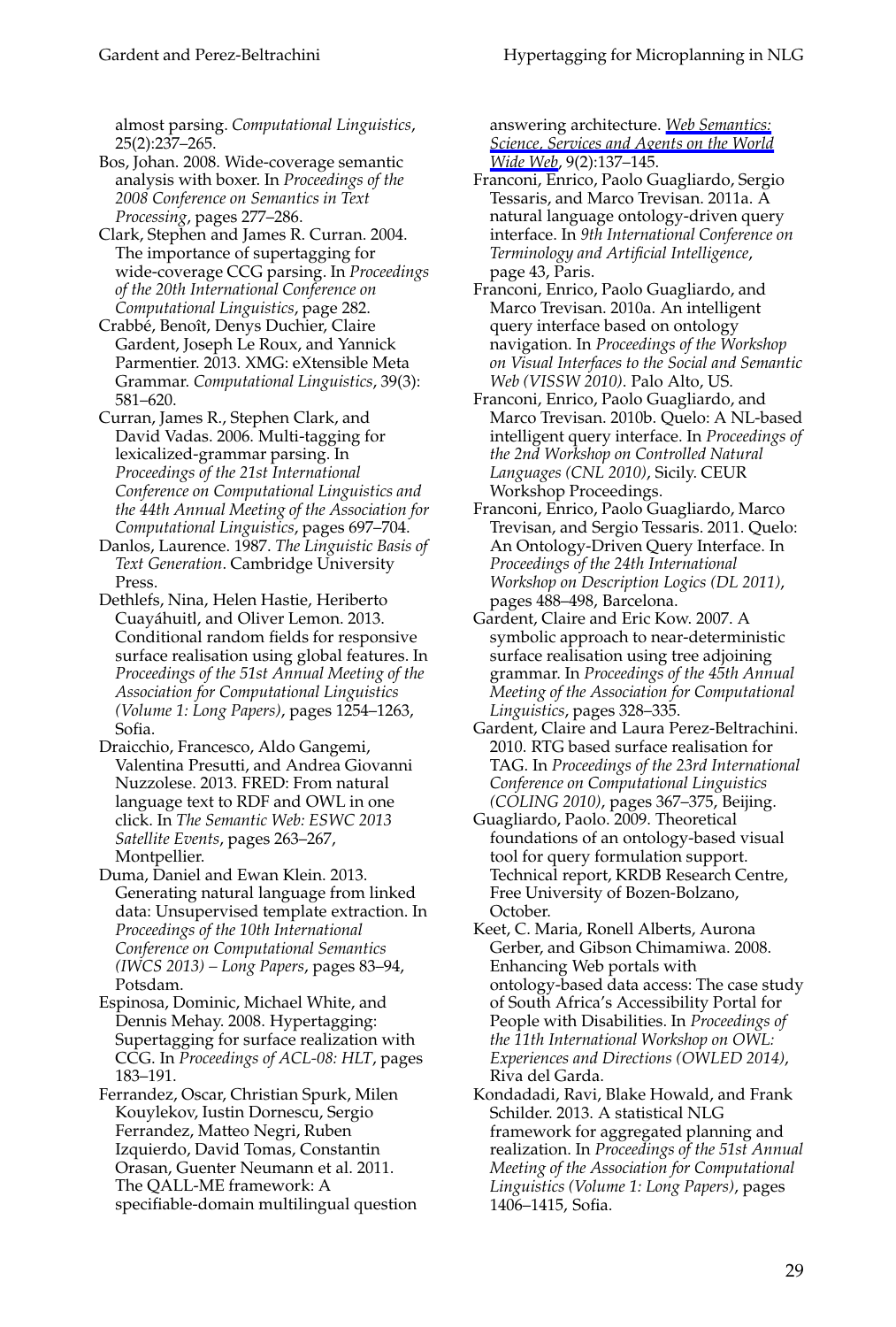almost parsing. *Computational Linguistics*, 25(2):237–265.

Bos, Johan. 2008. Wide-coverage semantic analysis with boxer. In *Proceedings of the 2008 Conference on Semantics in Text Processing*, pages 277–286.

Clark, Stephen and James R. Curran. 2004. The importance of supertagging for wide-coverage CCG parsing. In *Proceedings of the 20th International Conference on Computational Linguistics*, page 282.

Crabbé, Benoît, Denys Duchier, Claire Gardent, Joseph Le Roux, and Yannick Parmentier. 2013. XMG: eXtensible Meta Grammar. *Computational Linguistics*, 39(3): 581–620.

Curran, James R., Stephen Clark, and David Vadas. 2006. Multi-tagging for lexicalized-grammar parsing. In *Proceedings of the 21st International Conference on Computational Linguistics and the 44th Annual Meeting of the Association for Computational Linguistics*, pages 697–704.

Danlos, Laurence. 1987. *The Linguistic Basis of Text Generation*. Cambridge University Press.

Dethlefs, Nina, Helen Hastie, Heriberto Cuayáhuitl, and Oliver Lemon. 2013. Conditional random fields for responsive surface realisation using global features. In *Proceedings of the 51st Annual Meeting of the Association for Computational Linguistics (Volume 1: Long Papers)*, pages 1254–1263, Sofia.

Draicchio, Francesco, Aldo Gangemi, Valentina Presutti, and Andrea Giovanni Nuzzolese. 2013. FRED: From natural language text to RDF and OWL in one click. In *The Semantic Web: ESWC 2013 Satellite Events*, pages 263–267, Montpellier.

Duma, Daniel and Ewan Klein. 2013. Generating natural language from linked data: Unsupervised template extraction. In *Proceedings of the 10th International Conference on Computational Semantics (IWCS 2013) – Long Papers*, pages 83–94, Potsdam.

Espinosa, Dominic, Michael White, and Dennis Mehay. 2008. Hypertagging: Supertagging for surface realization with CCG. In *Proceedings of ACL-08: HLT*, pages 183–191.

Ferrandez, Oscar, Christian Spurk, Milen Kouylekov, Iustin Dornescu, Sergio Ferrandez, Matteo Negri, Ruben Izquierdo, David Tomas, Constantin Orasan, Guenter Neumann et al. 2011. The QALL-ME framework: A specifiable-domain multilingual question answering architecture. *Web Semantics: Science, Services and Agents on the World Wide Web*, 9(2):137–145.

Franconi, Enrico, Paolo Guagliardo, Sergio Tessaris, and Marco Trevisan. 2011a. A natural language ontology-driven query interface. In *9th International Conference on Terminology and Artificial Intelligence*, page 43, Paris.

Franconi, Enrico, Paolo Guagliardo, and Marco Trevisan. 2010a. An intelligent query interface based on ontology navigation. In *Proceedings of the Workshop on Visual Interfaces to the Social and Semantic Web (VISSW 2010)*. Palo Alto, US.

Franconi, Enrico, Paolo Guagliardo, and Marco Trevisan. 2010b. Quelo: A NL-based intelligent query interface. In *Proceedings of the 2nd Workshop on Controlled Natural Languages (CNL 2010)*, Sicily. CEUR Workshop Proceedings.

Franconi, Enrico, Paolo Guagliardo, Marco Trevisan, and Sergio Tessaris. 2011. Quelo: An Ontology-Driven Query Interface. In *Proceedings of the 24th International Workshop on Description Logics (DL 2011)*, pages 488–498, Barcelona.

Gardent, Claire and Eric Kow. 2007. A symbolic approach to near-deterministic surface realisation using tree adjoining grammar. In *Proceedings of the 45th Annual Meeting of the Association for Computational Linguistics*, pages 328–335.

Gardent, Claire and Laura Perez-Beltrachini. 2010. RTG based surface realisation for TAG. In *Proceedings of the 23rd International Conference on Computational Linguistics (COLING 2010)*, pages 367–375, Beijing.

Guagliardo, Paolo. 2009. Theoretical foundations of an ontology-based visual tool for query formulation support. Technical report, KRDB Research Centre, Free University of Bozen-Bolzano, October.

Keet, C. Maria, Ronell Alberts, Aurona Gerber, and Gibson Chimamiwa. 2008. Enhancing Web portals with ontology-based data access: The case study of South Africa's Accessibility Portal for People with Disabilities. In *Proceedings of the 11th International Workshop on OWL: Experiences and Directions (OWLED 2014)*, Riva del Garda.

Kondadadi, Ravi, Blake Howald, and Frank Schilder. 2013. A statistical NLG framework for aggregated planning and realization. In *Proceedings of the 51st Annual Meeting of the Association for Computational Linguistics (Volume 1: Long Papers)*, pages 1406–1415, Sofia.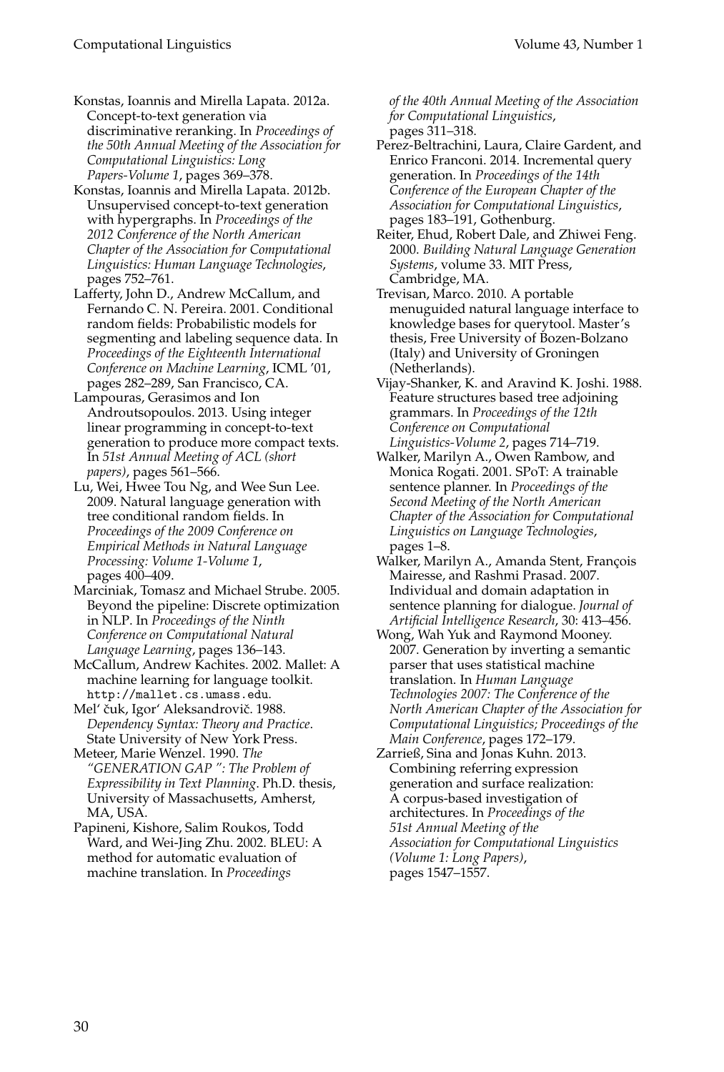Konstas, Ioannis and Mirella Lapata. 2012a. Concept-to-text generation via discriminative reranking. In *Proceedings of the 50th Annual Meeting of the Association for Computational Linguistics: Long Papers-Volume 1*, pages 369–378.

Konstas, Ioannis and Mirella Lapata. 2012b. Unsupervised concept-to-text generation with hypergraphs. In *Proceedings of the 2012 Conference of the North American Chapter of the Association for Computational Linguistics: Human Language Technologies*, pages 752–761.

Lafferty, John D., Andrew McCallum, and Fernando C. N. Pereira. 2001. Conditional random fields: Probabilistic models for segmenting and labeling sequence data. In *Proceedings of the Eighteenth International Conference on Machine Learning*, ICML '01, pages 282–289, San Francisco, CA.

Lampouras, Gerasimos and Ion Androutsopoulos. 2013. Using integer linear programming in concept-to-text generation to produce more compact texts. In *51st Annual Meeting of ACL (short papers)*, pages 561–566.

Lu, Wei, Hwee Tou Ng, and Wee Sun Lee. 2009. Natural language generation with tree conditional random fields. In *Proceedings of the 2009 Conference on Empirical Methods in Natural Language Processing: Volume 1-Volume 1*, pages 400–409.

Marciniak, Tomasz and Michael Strube. 2005. Beyond the pipeline: Discrete optimization in NLP. In *Proceedings of the Ninth Conference on Computational Natural Language Learning*, pages 136–143.

McCallum, Andrew Kachites. 2002. Mallet: A machine learning for language toolkit. http://mallet.cs.umass.edu.

Mel' čuk, Igor' Aleksandrovič. 1988. *Dependency Syntax: Theory and Practice*. State University of New York Press.

Meteer, Marie Wenzel. 1990. *The "GENERATION GAP ": The Problem of Expressibility in Text Planning*. Ph.D. thesis, University of Massachusetts, Amherst, MA, USA.

Papineni, Kishore, Salim Roukos, Todd Ward, and Wei-Jing Zhu. 2002. BLEU: A method for automatic evaluation of machine translation. In *Proceedings of the 40th Annual Meeting of the Association for Computational Linguistics*, pages 311–318.

Perez-Beltrachini, Laura, Claire Gardent, and Enrico Franconi. 2014. Incremental query generation. In *Proceedings of the 14th Conference of the European Chapter of the Association for Computational Linguistics*, pages 183–191, Gothenburg.

Reiter, Ehud, Robert Dale, and Zhiwei Feng. 2000. *Building Natural Language Generation Systems*, volume 33. MIT Press, Cambridge, MA.

Trevisan, Marco. 2010. A portable menuguided natural language interface to knowledge bases for querytool. Master's thesis, Free University of Bozen-Bolzano (Italy) and University of Groningen (Netherlands).

Vijay-Shanker, K. and Aravind K. Joshi. 1988. Feature structures based tree adjoining grammars. In *Proceedings of the 12th Conference on Computational Linguistics-Volume 2*, pages 714–719.

Walker, Marilyn A., Owen Rambow, and Monica Rogati. 2001. SPoT: A trainable sentence planner. In *Proceedings of the Second Meeting of the North American Chapter of the Association for Computational Linguistics on Language Technologies*, pages 1–8.

Walker, Marilyn A., Amanda Stent, François Mairesse, and Rashmi Prasad. 2007. Individual and domain adaptation in sentence planning for dialogue. *Journal of Artificial Intelligence Research*, 30: 413–456.

Wong, Wah Yuk and Raymond Mooney. 2007. Generation by inverting a semantic parser that uses statistical machine translation. In *Human Language Technologies 2007: The Conference of the North American Chapter of the Association for Computational Linguistics; Proceedings of the Main Conference*, pages 172–179.

Zarrieß, Sina and Jonas Kuhn. 2013. Combining referring expression generation and surface realization: A corpus-based investigation of architectures. In *Proceedings of the 51st Annual Meeting of the Association for Computational Linguistics (Volume 1: Long Papers)*, pages 1547–1557.